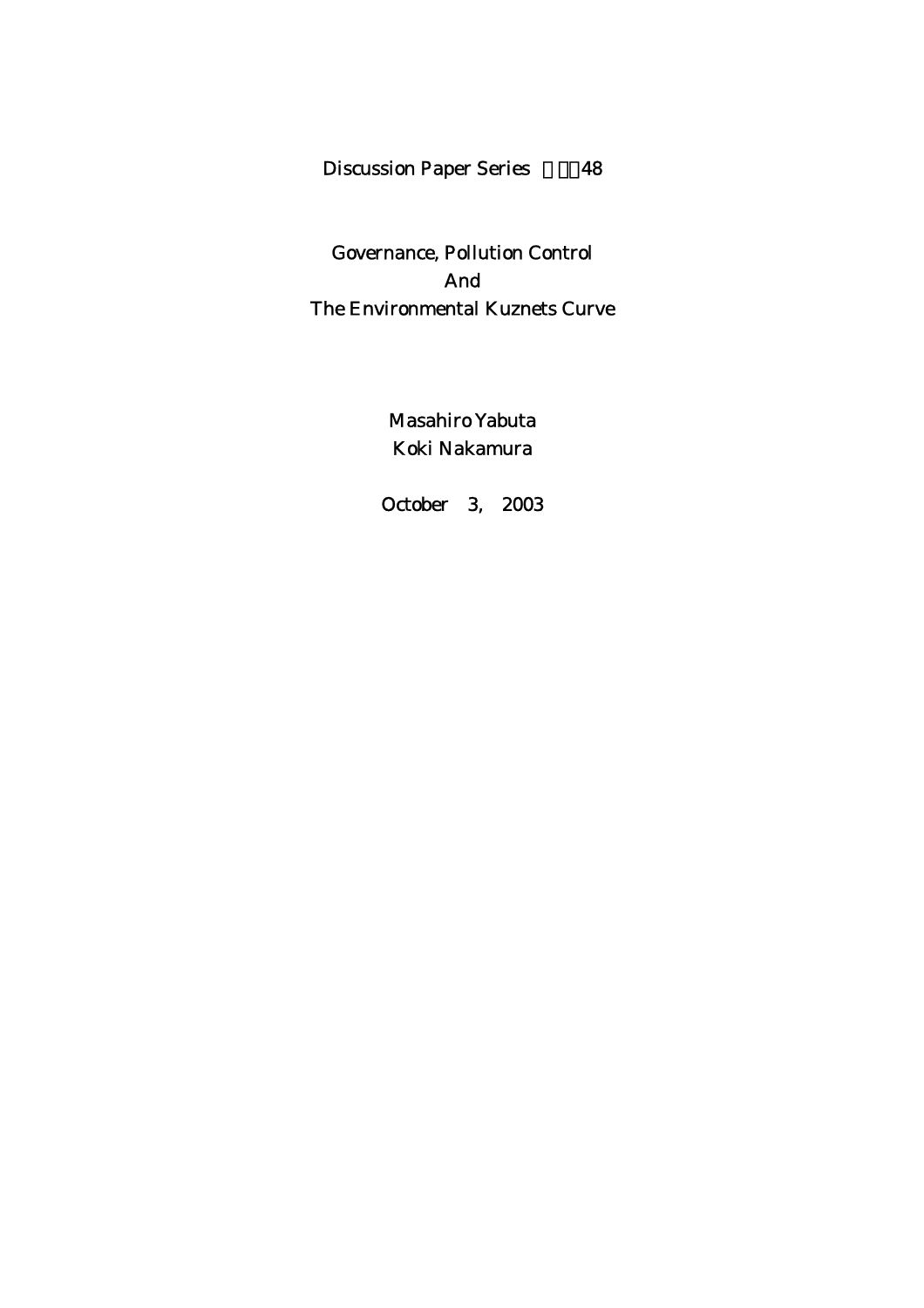Discussion Paper Series No.48

# Governance, Pollution Control And The Environmental Kuznets Curve

Masahiro Yabuta

Koki Nakamura

October 3, 2003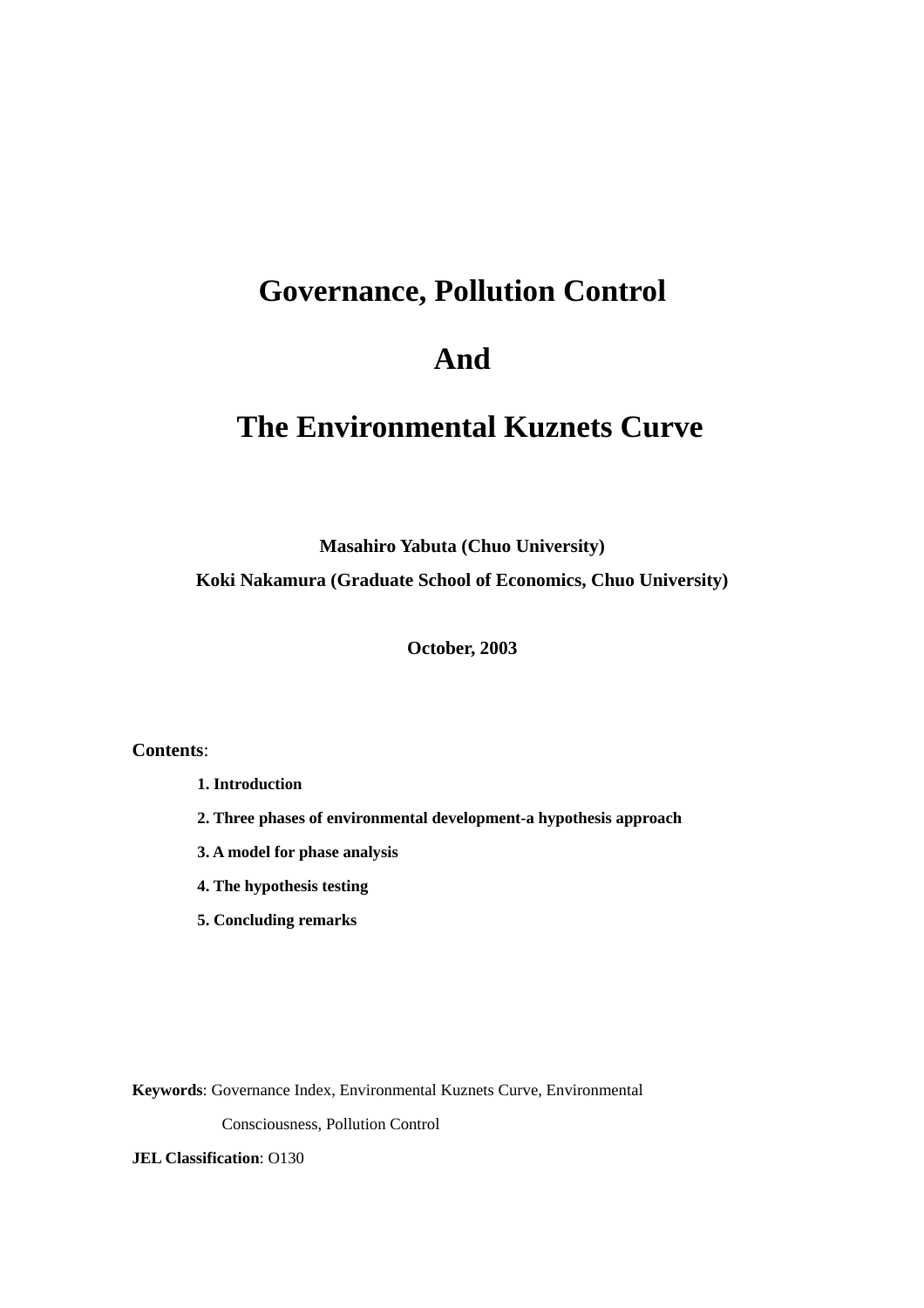# Governance, Pollution Control

# And

# The Environmental Kuznets Curve

**Masahiro Yabuta (Chuo University)**

**Koki Nakamura (Graduate School of Economics, Chuo University)**

**October, 2003**

**Contents**:

1. **Introduction**
2. **Three phases of environmental development-a hypothesis approach**
3. **A model for phase analysis**
4. **The hypothesis testing**
5. **Concluding remarks**

**Keywords**: Governance Index, Environmental Kuznets Curve, Environmental Consciousness, Pollution Control

**JEL Classification**: O130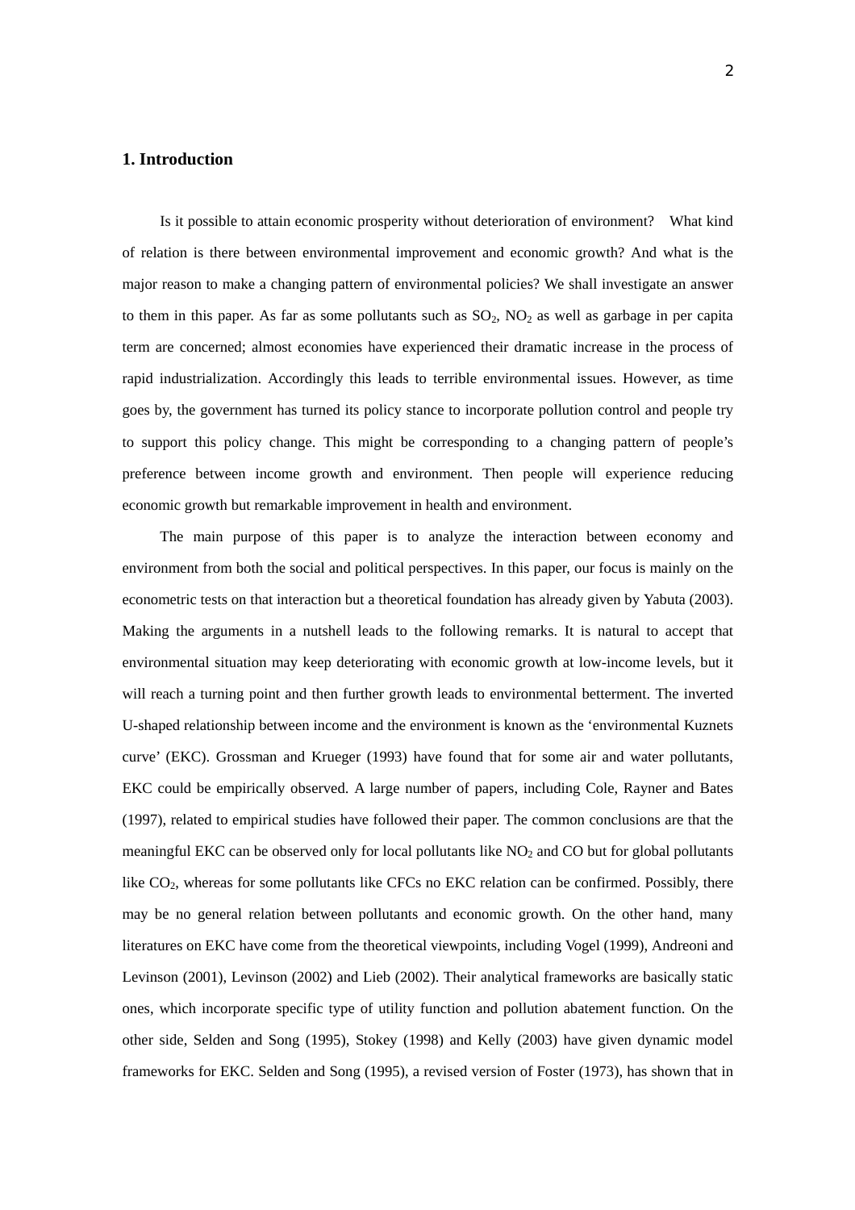## 1. Introduction

Is it possible to attain economic prosperity without deterioration of environment? What kind of relation is there between environmental improvement and economic growth? And what is the major reason to make a changing pattern of environmental policies? We shall investigate an answer to them in this paper. As far as some pollutants such as $SO_2$, $NO_2$ as well as garbage in per capita term are concerned; almost economies have experienced their dramatic increase in the process of rapid industrialization. Accordingly this leads to terrible environmental issues. However, as time goes by, the government has turned its policy stance to incorporate pollution control and people try to support this policy change. This might be corresponding to a changing pattern of people's preference between income growth and environment. Then people will experience reducing economic growth but remarkable improvement in health and environment.

The main purpose of this paper is to analyze the interaction between economy and environment from both the social and political perspectives. In this paper, our focus is mainly on the econometric tests on that interaction but a theoretical foundation has already given by Yabuta (2003). Making the arguments in a nutshell leads to the following remarks. It is natural to accept that environmental situation may keep deteriorating with economic growth at low-income levels, but it will reach a turning point and then further growth leads to environmental betterment. The inverted U-shaped relationship between income and the environment is known as the 'environmental Kuznets curve' (EKC). Grossman and Krueger (1993) have found that for some air and water pollutants, EKC could be empirically observed. A large number of papers, including Cole, Rayner and Bates (1997), related to empirical studies have followed their paper. The common conclusions are that the meaningful EKC can be observed only for local pollutants like $NO_2$ and CO but for global pollutants like $CO_2$, whereas for some pollutants like CFCs no EKC relation can be confirmed. Possibly, there may be no general relation between pollutants and economic growth. On the other hand, many literatures on EKC have come from the theoretical viewpoints, including Vogel (1999), Andreoni and Levinson (2001), Levinson (2002) and Lieb (2002). Their analytical frameworks are basically static ones, which incorporate specific type of utility function and pollution abatement function. On the other side, Selden and Song (1995), Stokey (1998) and Kelly (2003) have given dynamic model frameworks for EKC. Selden and Song (1995), a revised version of Foster (1973), has shown that in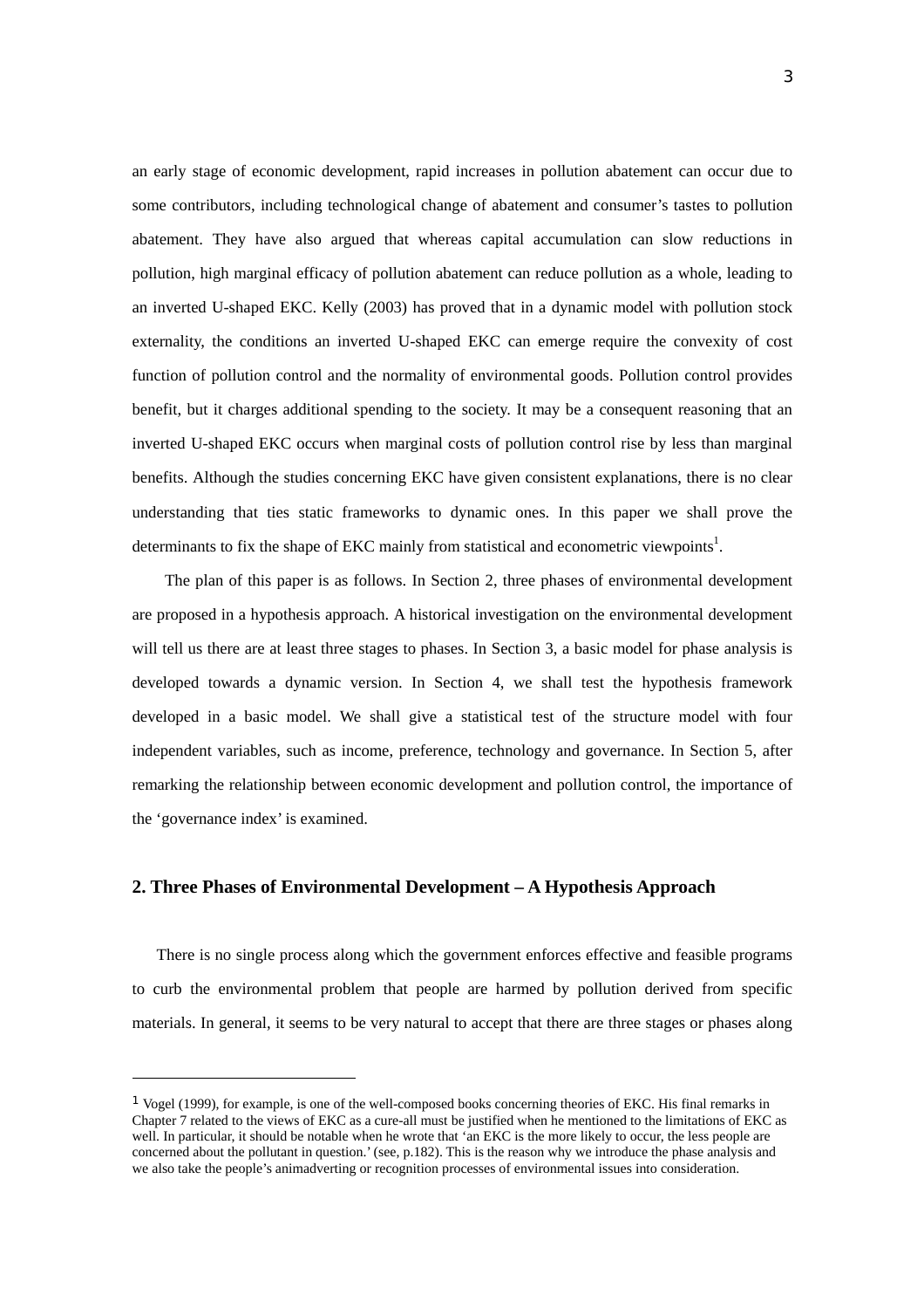an early stage of economic development, rapid increases in pollution abatement can occur due to some contributors, including technological change of abatement and consumer's tastes to pollution abatement. They have also argued that whereas capital accumulation can slow reductions in pollution, high marginal efficacy of pollution abatement can reduce pollution as a whole, leading to an inverted U-shaped EKC. Kelly (2003) has proved that in a dynamic model with pollution stock externality, the conditions an inverted U-shaped EKC can emerge require the convexity of cost function of pollution control and the normality of environmental goods. Pollution control provides benefit, but it charges additional spending to the society. It may be a consequent reasoning that an inverted U-shaped EKC occurs when marginal costs of pollution control rise by less than marginal benefits. Although the studies concerning EKC have given consistent explanations, there is no clear understanding that ties static frameworks to dynamic ones. In this paper we shall prove the determinants to fix the shape of EKC mainly from statistical and econometric viewpoints[1].

The plan of this paper is as follows. In Section 2, three phases of environmental development are proposed in a hypothesis approach. A historical investigation on the environmental development will tell us there are at least three stages to phases. In Section 3, a basic model for phase analysis is developed towards a dynamic version. In Section 4, we shall test the hypothesis framework developed in a basic model. We shall give a statistical test of the structure model with four independent variables, such as income, preference, technology and governance. In Section 5, after remarking the relationship between economic development and pollution control, the importance of the 'governance index' is examined.

## 2. Three Phases of Environmental Development – A Hypothesis Approach

There is no single process along which the government enforces effective and feasible programs to curb the environmental problem that people are harmed by pollution derived from specific materials. In general, it seems to be very natural to accept that there are three stages or phases along

[1] Vogel (1999), for example, is one of the well-composed books concerning theories of EKC. His final remarks in Chapter 7 related to the views of EKC as a cure-all must be justified when he mentioned to the limitations of EKC as well. In particular, it should be notable when he wrote that 'an EKC is the more likely to occur, the less people are concerned about the pollutant in question.' (see, p.182). This is the reason why we introduce the phase analysis and we also take the people's animadverting or recognition processes of environmental issues into consideration.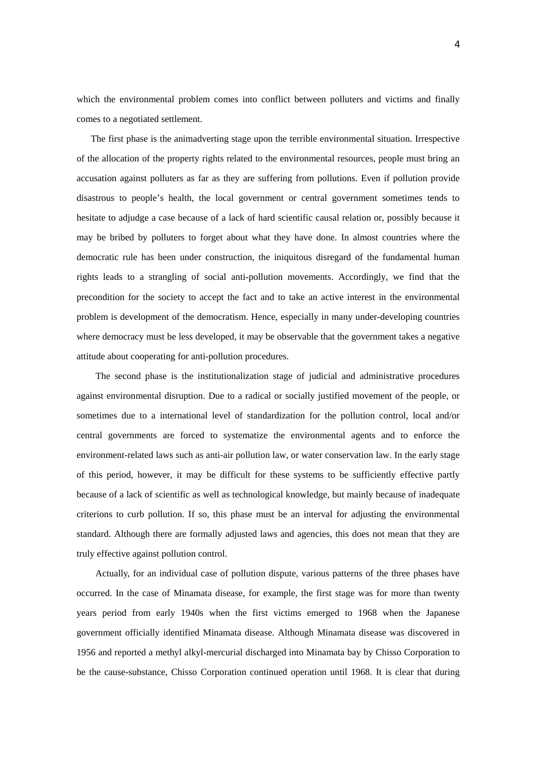which the environmental problem comes into conflict between polluters and victims and finally comes to a negotiated settlement.

The first phase is the animadverting stage upon the terrible environmental situation. Irrespective of the allocation of the property rights related to the environmental resources, people must bring an accusation against polluters as far as they are suffering from pollutions. Even if pollution provide disastrous to people's health, the local government or central government sometimes tends to hesitate to adjudge a case because of a lack of hard scientific causal relation or, possibly because it may be bribed by polluters to forget about what they have done. In almost countries where the democratic rule has been under construction, the iniquitous disregard of the fundamental human rights leads to a strangling of social anti-pollution movements. Accordingly, we find that the precondition for the society to accept the fact and to take an active interest in the environmental problem is development of the democratism. Hence, especially in many under-developing countries where democracy must be less developed, it may be observable that the government takes a negative attitude about cooperating for anti-pollution procedures.

The second phase is the institutionalization stage of judicial and administrative procedures against environmental disruption. Due to a radical or socially justified movement of the people, or sometimes due to a international level of standardization for the pollution control, local and/or central governments are forced to systematize the environmental agents and to enforce the environment-related laws such as anti-air pollution law, or water conservation law. In the early stage of this period, however, it may be difficult for these systems to be sufficiently effective partly because of a lack of scientific as well as technological knowledge, but mainly because of inadequate criterions to curb pollution. If so, this phase must be an interval for adjusting the environmental standard. Although there are formally adjusted laws and agencies, this does not mean that they are truly effective against pollution control.

Actually, for an individual case of pollution dispute, various patterns of the three phases have occurred. In the case of Minamata disease, for example, the first stage was for more than twenty years period from early 1940s when the first victims emerged to 1968 when the Japanese government officially identified Minamata disease. Although Minamata disease was discovered in 1956 and reported a methyl alkyl-mercurial discharged into Minamata bay by Chisso Corporation to be the cause-substance, Chisso Corporation continued operation until 1968. It is clear that during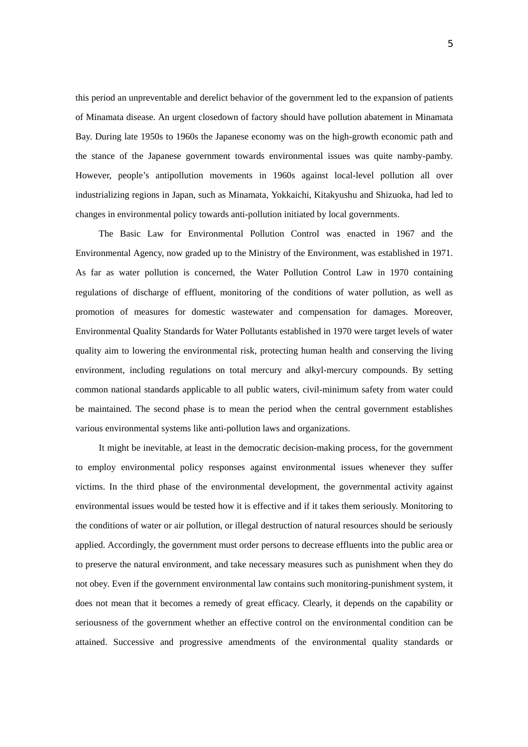this period an unpreventable and derelict behavior of the government led to the expansion of patients of Minamata disease. An urgent closedown of factory should have pollution abatement in Minamata Bay. During late 1950s to 1960s the Japanese economy was on the high-growth economic path and the stance of the Japanese government towards environmental issues was quite namby-pamby. However, people's antipollution movements in 1960s against local-level pollution all over industrializing regions in Japan, such as Minamata, Yokkaichi, Kitakyushu and Shizuoka, had led to changes in environmental policy towards anti-pollution initiated by local governments.

The Basic Law for Environmental Pollution Control was enacted in 1967 and the Environmental Agency, now graded up to the Ministry of the Environment, was established in 1971. As far as water pollution is concerned, the Water Pollution Control Law in 1970 containing regulations of discharge of effluent, monitoring of the conditions of water pollution, as well as promotion of measures for domestic wastewater and compensation for damages. Moreover, Environmental Quality Standards for Water Pollutants established in 1970 were target levels of water quality aim to lowering the environmental risk, protecting human health and conserving the living environment, including regulations on total mercury and alkyl-mercury compounds. By setting common national standards applicable to all public waters, civil-minimum safety from water could be maintained. The second phase is to mean the period when the central government establishes various environmental systems like anti-pollution laws and organizations.

It might be inevitable, at least in the democratic decision-making process, for the government to employ environmental policy responses against environmental issues whenever they suffer victims. In the third phase of the environmental development, the governmental activity against environmental issues would be tested how it is effective and if it takes them seriously. Monitoring to the conditions of water or air pollution, or illegal destruction of natural resources should be seriously applied. Accordingly, the government must order persons to decrease effluents into the public area or to preserve the natural environment, and take necessary measures such as punishment when they do not obey. Even if the government environmental law contains such monitoring-punishment system, it does not mean that it becomes a remedy of great efficacy. Clearly, it depends on the capability or seriousness of the government whether an effective control on the environmental condition can be attained. Successive and progressive amendments of the environmental quality standards or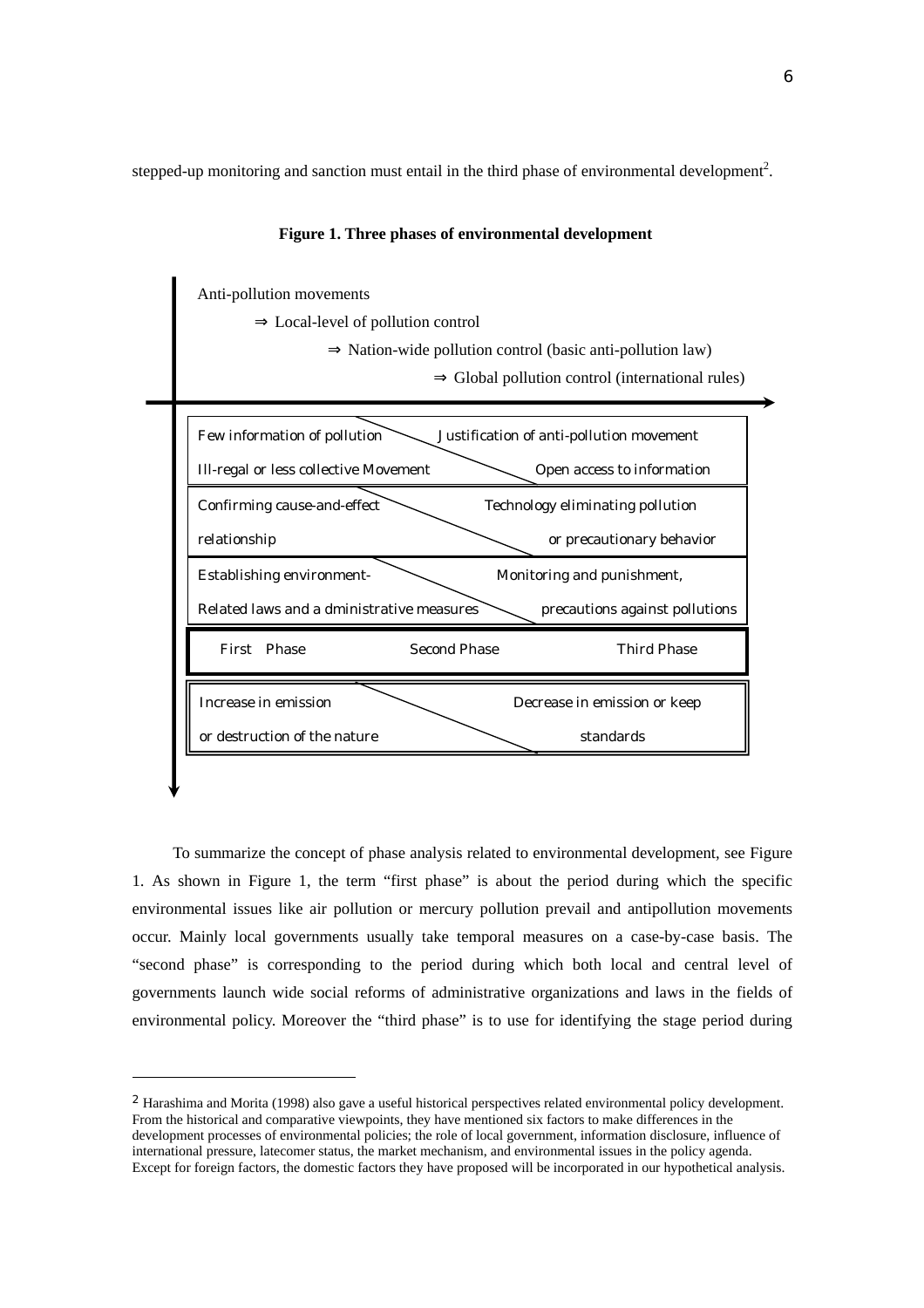stepped-up monitoring and sanction must entail in the third phase of environmental development[2].

**Figure 1. Three phases of environmental development**

Anti-pollution movements

⇒ Local-level of pollution control

⇒ Nation-wide pollution control (basic anti-pollution law)

⇒ Global pollution control (international rules)

| | |
|---|---|
| Few information of pollution<br>Ill-regal or less collective Movement | Justification of anti-pollution movement<br>Open access to information |
| Confirming cause-and-effect relationship | Technology eliminating pollution or precautionary behavior |
| Establishing environment-Related laws and a dministrative measures | Monitoring and punishment, precautions against pollutions |

| First Phase | Second Phase | Third Phase |
|---|---|---|

| | |
|---|---|
| Increase in emission or destruction of the nature | Decrease in emission or keep standards |

To summarize the concept of phase analysis related to environmental development, see Figure 1. As shown in Figure 1, the term "first phase" is about the period during which the specific environmental issues like air pollution or mercury pollution prevail and antipollution movements occur. Mainly local governments usually take temporal measures on a case-by-case basis. The "second phase" is corresponding to the period during which both local and central level of governments launch wide social reforms of administrative organizations and laws in the fields of environmental policy. Moreover the "third phase" is to use for identifying the stage period during

---

[2] Harashima and Morita (1998) also gave a useful historical perspectives related environmental policy development. From the historical and comparative viewpoints, they have mentioned six factors to make differences in the development processes of environmental policies; the role of local government, information disclosure, influence of international pressure, latecomer status, the market mechanism, and environmental issues in the policy agenda. Except for foreign factors, the domestic factors they have proposed will be incorporated in our hypothetical analysis.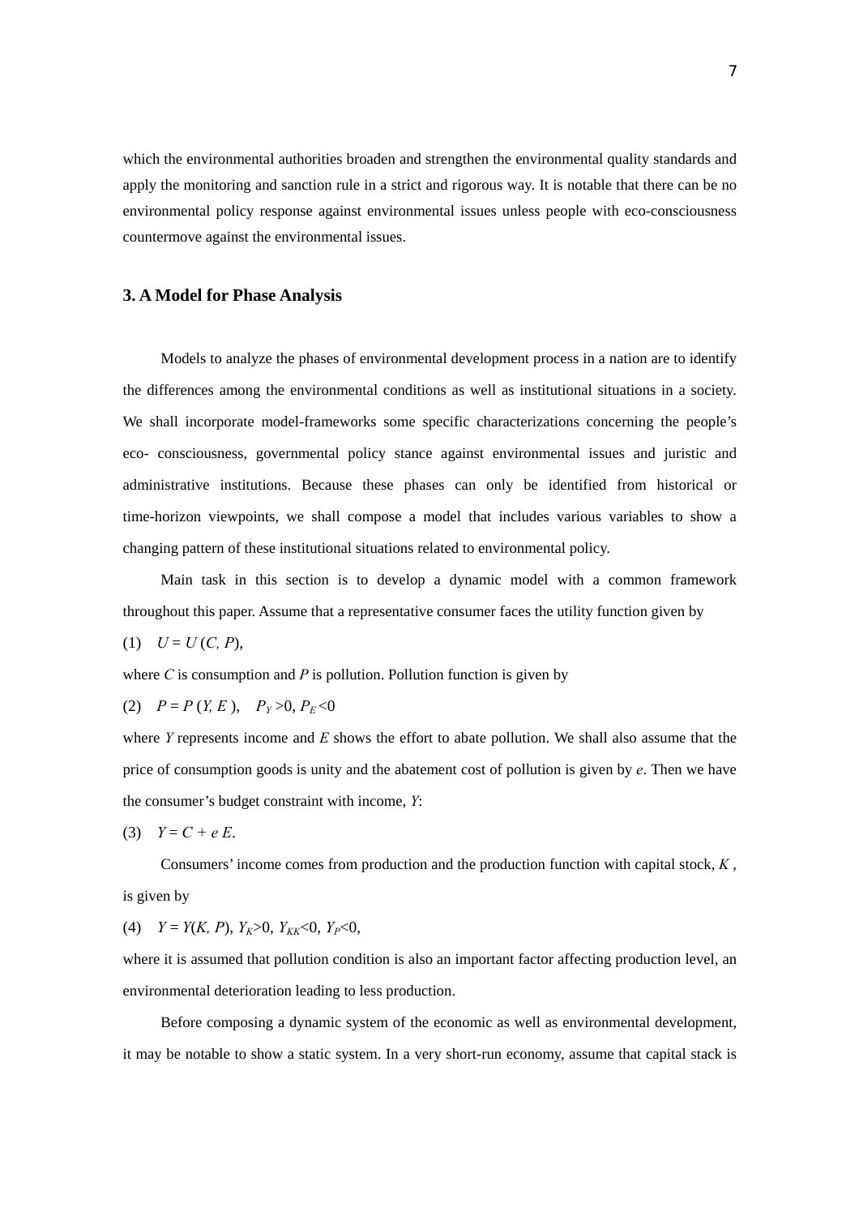which the environmental authorities broaden and strengthen the environmental quality standards and apply the monitoring and sanction rule in a strict and rigorous way. It is notable that there can be no environmental policy response against environmental issues unless people with eco-consciousness countermove against the environmental issues.

## 3. A Model for Phase Analysis

Models to analyze the phases of environmental development process in a nation are to identify the differences among the environmental conditions as well as institutional situations in a society. We shall incorporate model-frameworks some specific characterizations concerning the people's eco- consciousness, governmental policy stance against environmental issues and juristic and administrative institutions. Because these phases can only be identified from historical or time-horizon viewpoints, we shall compose a model that includes various variables to show a changing pattern of these institutional situations related to environmental policy.

Main task in this section is to develop a dynamic model with a common framework throughout this paper. Assume that a representative consumer faces the utility function given by

(1) $U = U(C, P)$,

where $C$ is consumption and $P$ is pollution. Pollution function is given by

(2) $P = P(Y, E)$, $P_Y > 0$, $P_E < 0$

where $Y$ represents income and $E$ shows the effort to abate pollution. We shall also assume that the price of consumption goods is unity and the abatement cost of pollution is given by $e$. Then we have the consumer's budget constraint with income, $Y$:

(3) $Y = C + e\,E$.

Consumers' income comes from production and the production function with capital stock, $K$, is given by

(4) $Y = Y(K, P)$, $Y_K > 0$, $Y_{KK} < 0$, $Y_P < 0$,

where it is assumed that pollution condition is also an important factor affecting production level, an environmental deterioration leading to less production.

Before composing a dynamic system of the economic as well as environmental development, it may be notable to show a static system. In a very short-run economy, assume that capital stack is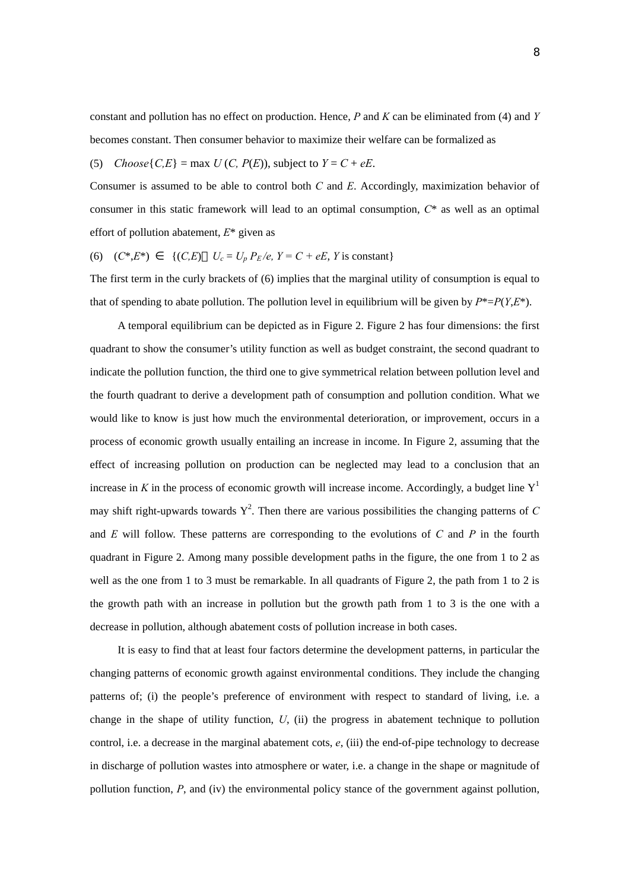constant and pollution has no effect on production. Hence, $P$ and $K$ can be eliminated from (4) and $Y$ becomes constant. Then consumer behavior to maximize their welfare can be formalized as

(5) $\quad Choose\{C,E\} = \max U(C, P(E))$, subject to $Y = C + eE$.

Consumer is assumed to be able to control both $C$ and $E$. Accordingly, maximization behavior of consumer in this static framework will lead to an optimal consumption, $C^*$ as well as an optimal effort of pollution abatement, $E^*$ given as

(6) $\quad (C^*,E^*) \in \{(C,E) | U_c = U_p P_E/e, Y = C + eE, Y \text{ is constant}\}$

The first term in the curly brackets of (6) implies that the marginal utility of consumption is equal to that of spending to abate pollution. The pollution level in equilibrium will be given by $P^*=P(Y,E^*)$.

A temporal equilibrium can be depicted as in Figure 2. Figure 2 has four dimensions: the first quadrant to show the consumer's utility function as well as budget constraint, the second quadrant to indicate the pollution function, the third one to give symmetrical relation between pollution level and the fourth quadrant to derive a development path of consumption and pollution condition. What we would like to know is just how much the environmental deterioration, or improvement, occurs in a process of economic growth usually entailing an increase in income. In Figure 2, assuming that the effect of increasing pollution on production can be neglected may lead to a conclusion that an increase in $K$ in the process of economic growth will increase income. Accordingly, a budget line $Y^1$ may shift right-upwards towards $Y^2$. Then there are various possibilities the changing patterns of $C$ and $E$ will follow. These patterns are corresponding to the evolutions of $C$ and $P$ in the fourth quadrant in Figure 2. Among many possible development paths in the figure, the one from 1 to 2 as well as the one from 1 to 3 must be remarkable. In all quadrants of Figure 2, the path from 1 to 2 is the growth path with an increase in pollution but the growth path from 1 to 3 is the one with a decrease in pollution, although abatement costs of pollution increase in both cases.

It is easy to find that at least four factors determine the development patterns, in particular the changing patterns of economic growth against environmental conditions. They include the changing patterns of; (i) the people's preference of environment with respect to standard of living, i.e. a change in the shape of utility function, $U$, (ii) the progress in abatement technique to pollution control, i.e. a decrease in the marginal abatement cots, $e$, (iii) the end-of-pipe technology to decrease in discharge of pollution wastes into atmosphere or water, i.e. a change in the shape or magnitude of pollution function, $P$, and (iv) the environmental policy stance of the government against pollution,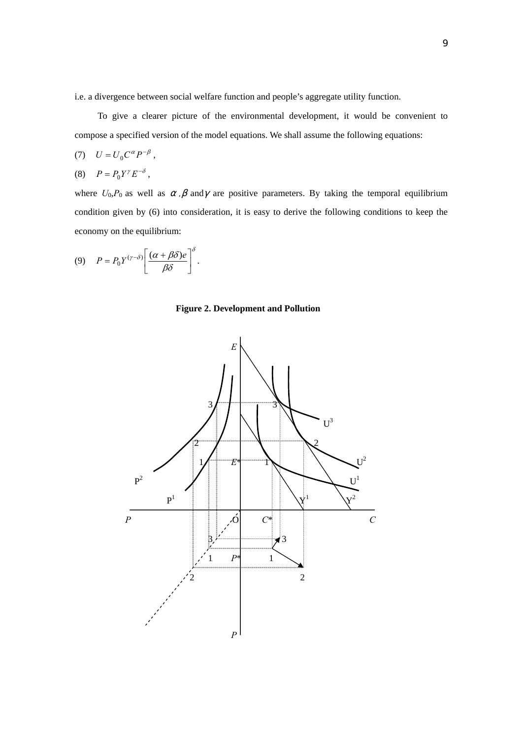i.e. a divergence between social welfare function and people's aggregate utility function.

To give a clearer picture of the environmental development, it would be convenient to compose a specified version of the model equations. We shall assume the following equations:

(7) $U = U_0 C^{\alpha} P^{-\beta}$ ,

(8) $P = P_0 Y^{\gamma} E^{-\delta}$ ,

where $U_0$,$P_0$ as well as $\alpha$ ,$\beta$ and$\gamma$ are positive parameters. By taking the temporal equilibrium condition given by (6) into consideration, it is easy to derive the following conditions to keep the economy on the equilibrium:

(9) $P = P_0 Y^{(\gamma - \delta)} \left[ \dfrac{(\alpha + \beta\delta)e}{\beta\delta} \right]^{\delta}$ .

**Figure 2. Development and Pollution**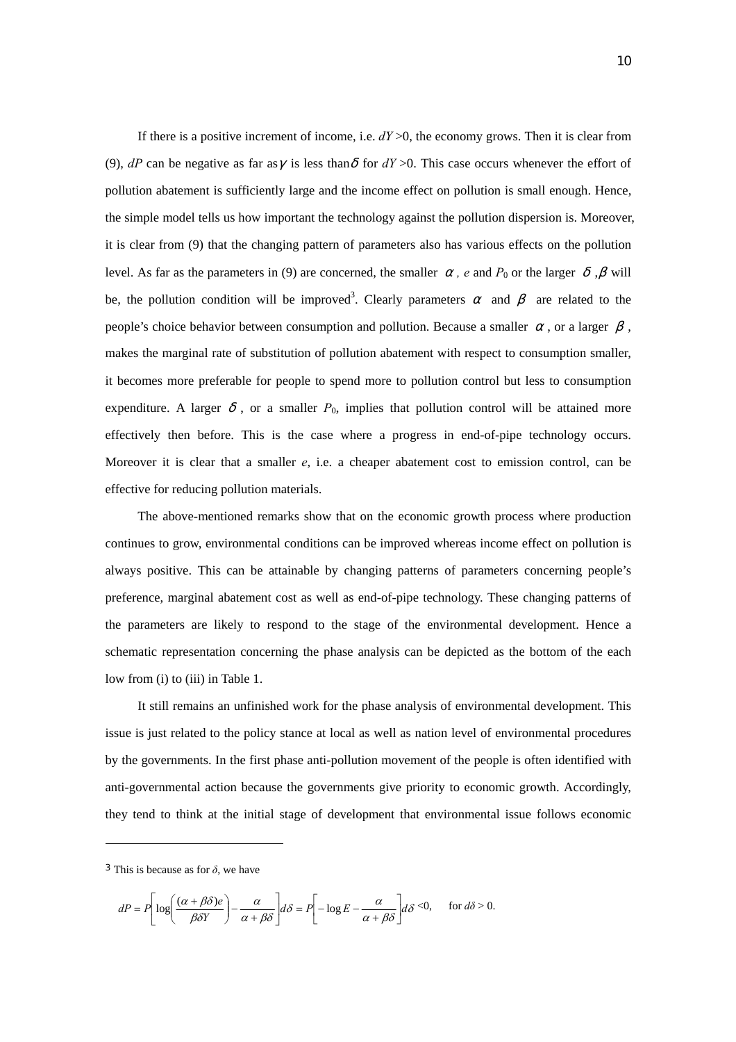If there is a positive increment of income, i.e. $dY>0$, the economy grows. Then it is clear from (9), $dP$ can be negative as far as $\gamma$ is less than $\delta$ for $dY>0$. This case occurs whenever the effort of pollution abatement is sufficiently large and the income effect on pollution is small enough. Hence, the simple model tells us how important the technology against the pollution dispersion is. Moreover, it is clear from (9) that the changing pattern of parameters also has various effects on the pollution level. As far as the parameters in (9) are concerned, the smaller $\alpha$, $e$ and $P_0$ or the larger $\delta$, $\beta$ will be, the pollution condition will be improved[3]. Clearly parameters $\alpha$ and $\beta$ are related to the people's choice behavior between consumption and pollution. Because a smaller $\alpha$, or a larger $\beta$, makes the marginal rate of substitution of pollution abatement with respect to consumption smaller, it becomes more preferable for people to spend more to pollution control but less to consumption expenditure. A larger $\delta$, or a smaller $P_0$, implies that pollution control will be attained more effectively then before. This is the case where a progress in end-of-pipe technology occurs. Moreover it is clear that a smaller $e$, i.e. a cheaper abatement cost to emission control, can be effective for reducing pollution materials.

The above-mentioned remarks show that on the economic growth process where production continues to grow, environmental conditions can be improved whereas income effect on pollution is always positive. This can be attainable by changing patterns of parameters concerning people's preference, marginal abatement cost as well as end-of-pipe technology. These changing patterns of the parameters are likely to respond to the stage of the environmental development. Hence a schematic representation concerning the phase analysis can be depicted as the bottom of the each low from (i) to (iii) in Table 1.

It still remains an unfinished work for the phase analysis of environmental development. This issue is just related to the policy stance at local as well as nation level of environmental procedures by the governments. In the first phase anti-pollution movement of the people is often identified with anti-governmental action because the governments give priority to economic growth. Accordingly, they tend to think at the initial stage of development that environmental issue follows economic

---

[3] This is because as for $\delta$, we have

$$dP = P\left[\log\left(\frac{(\alpha+\beta\delta)e}{\beta\delta Y}\right) - \frac{\alpha}{\alpha+\beta\delta}\right]d\delta = P\left[-\log E - \frac{\alpha}{\alpha+\beta\delta}\right]d\delta < 0, \quad \text{for } d\delta > 0.$$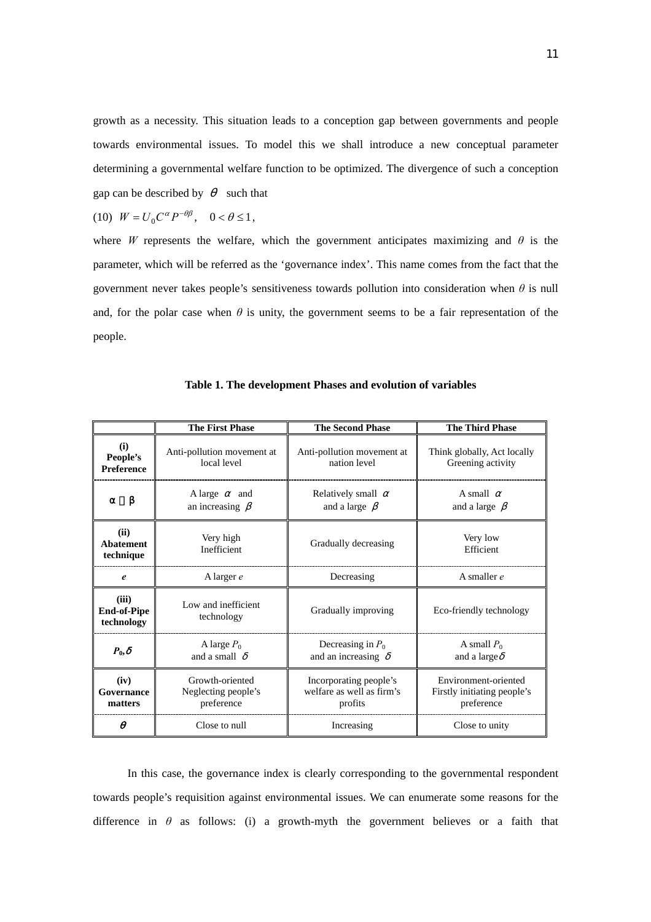growth as a necessity. This situation leads to a conception gap between governments and people towards environmental issues. To model this we shall introduce a new conceptual parameter determining a governmental welfare function to be optimized. The divergence of such a conception gap can be described by $\theta$ such that

(10) $W = U_0 C^{\alpha} P^{-\theta\beta}, \quad 0 < \theta \leq 1,$

where $W$ represents the welfare, which the government anticipates maximizing and $\theta$ is the parameter, which will be referred as the 'governance index'. This name comes from the fact that the government never takes people's sensitiveness towards pollution into consideration when $\theta$ is null and, for the polar case when $\theta$ is unity, the government seems to be a fair representation of the people.

**Table 1. The development Phases and evolution of variables**

| | **The First Phase** | **The Second Phase** | **The Third Phase** |
|---|---|---|---|
| **(i) People's Preference** | Anti-pollution movement at local level | Anti-pollution movement at nation level | Think globally, Act locally Greening activity |
| $\alpha$, $\beta$ | A large $\alpha$ and an increasing $\beta$ | Relatively small $\alpha$ and a large $\beta$ | A small $\alpha$ and a large $\beta$ |
| **(ii) Abatement technique** | Very high Inefficient | Gradually decreasing | Very low Efficient |
| $e$ | A larger $e$ | Decreasing | A smaller $e$ |
| **(iii) End-of-Pipe technology** | Low and inefficient technology | Gradually improving | Eco-friendly technology |
| $P_0, \delta$ | A large $P_0$ and a small $\delta$ | Decreasing in $P_0$ and an increasing $\delta$ | A small $P_0$ and a large $\delta$ |
| **(iv) Governance matters** | Growth-oriented Neglecting people's preference | Incorporating people's welfare as well as firm's profits | Environment-oriented Firstly initiating people's preference |
| $\theta$ | Close to null | Increasing | Close to unity |

In this case, the governance index is clearly corresponding to the governmental respondent towards people's requisition against environmental issues. We can enumerate some reasons for the difference in $\theta$ as follows: (i) a growth-myth the government believes or a faith that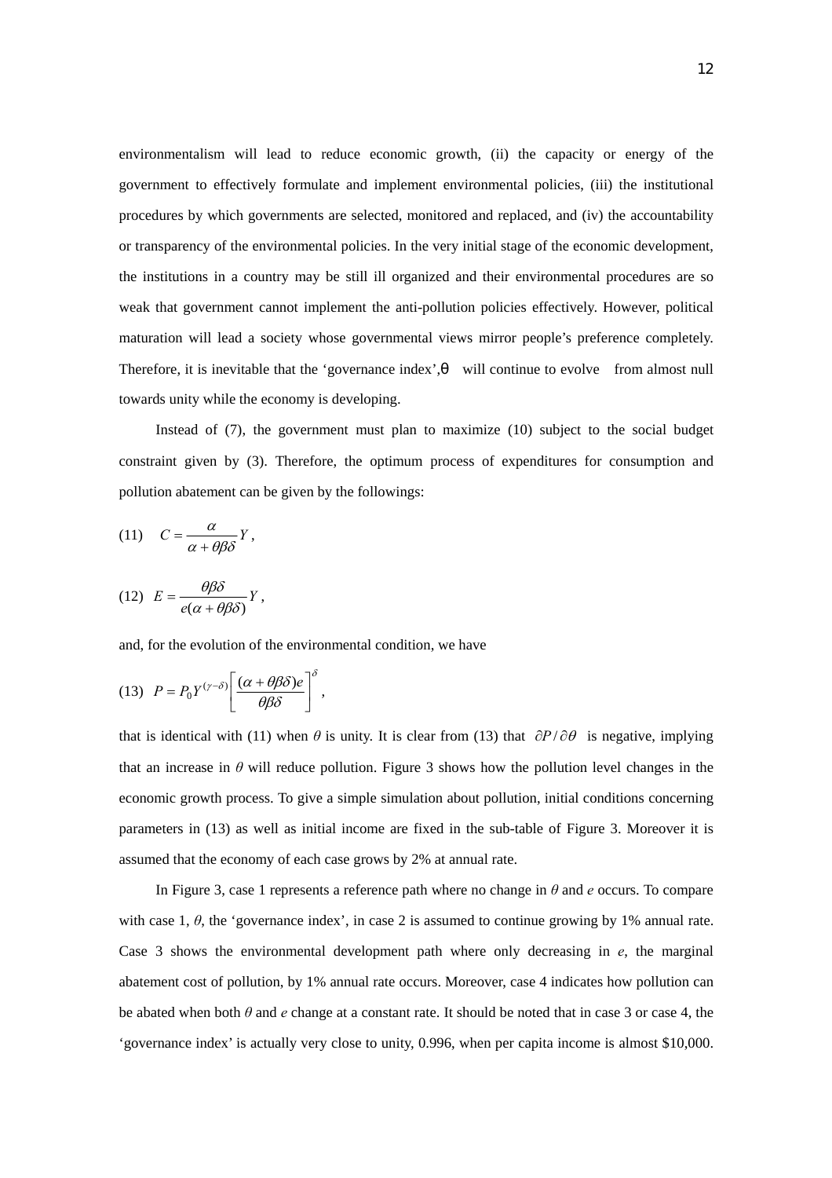environmentalism will lead to reduce economic growth, (ii) the capacity or energy of the government to effectively formulate and implement environmental policies, (iii) the institutional procedures by which governments are selected, monitored and replaced, and (iv) the accountability or transparency of the environmental policies. In the very initial stage of the economic development, the institutions in a country may be still ill organized and their environmental procedures are so weak that government cannot implement the anti-pollution policies effectively. However, political maturation will lead a society whose governmental views mirror people's preference completely. Therefore, it is inevitable that the 'governance index', $\theta$ will continue to evolve from almost null towards unity while the economy is developing.

Instead of (7), the government must plan to maximize (10) subject to the social budget constraint given by (3). Therefore, the optimum process of expenditures for consumption and pollution abatement can be given by the followings:

$$(11) \quad C = \frac{\alpha}{\alpha + \theta\beta\delta} Y ,$$

$$(12) \quad E = \frac{\theta\beta\delta}{e(\alpha + \theta\beta\delta)} Y ,$$

and, for the evolution of the environmental condition, we have

$$(13) \quad P = P_0 Y^{(\gamma - \delta)} \left[ \frac{(\alpha + \theta\beta\delta)e}{\theta\beta\delta} \right]^{\delta} ,$$

that is identical with (11) when $\theta$ is unity. It is clear from (13) that $\partial P / \partial \theta$ is negative, implying that an increase in $\theta$ will reduce pollution. Figure 3 shows how the pollution level changes in the economic growth process. To give a simple simulation about pollution, initial conditions concerning parameters in (13) as well as initial income are fixed in the sub-table of Figure 3. Moreover it is assumed that the economy of each case grows by 2% at annual rate.

In Figure 3, case 1 represents a reference path where no change in $\theta$ and $e$ occurs. To compare with case 1, $\theta$, the 'governance index', in case 2 is assumed to continue growing by 1% annual rate. Case 3 shows the environmental development path where only decreasing in $e$, the marginal abatement cost of pollution, by 1% annual rate occurs. Moreover, case 4 indicates how pollution can be abated when both $\theta$ and $e$ change at a constant rate. It should be noted that in case 3 or case 4, the 'governance index' is actually very close to unity, 0.996, when per capita income is almost \$10,000.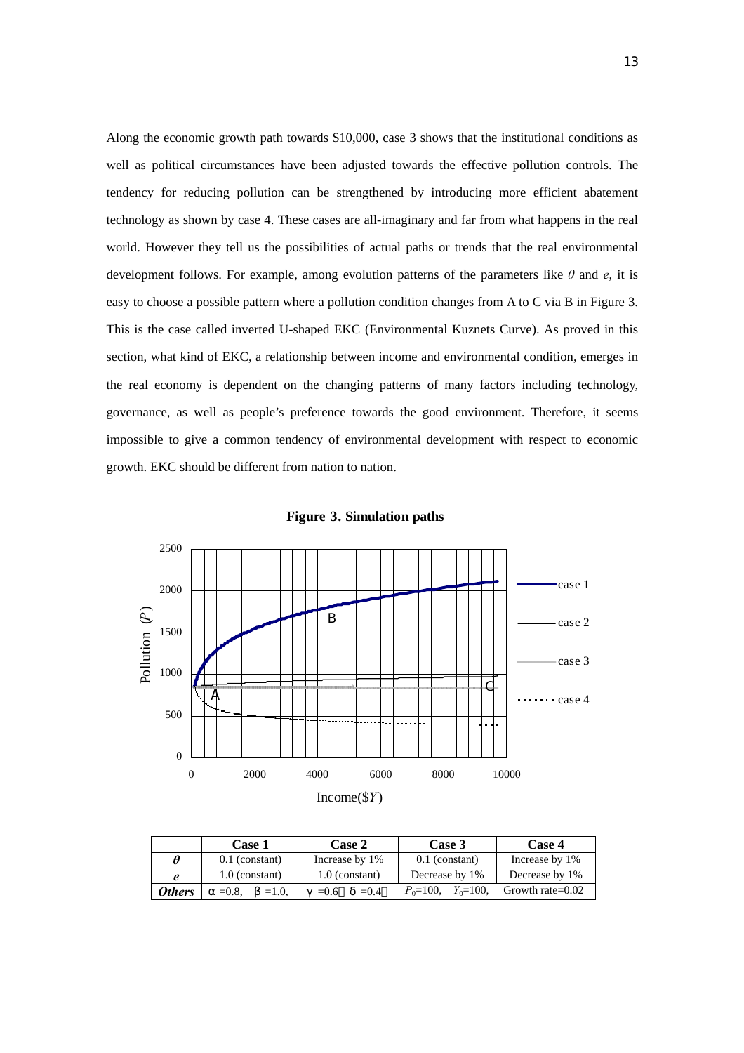Along the economic growth path towards \$10,000, case 3 shows that the institutional conditions as well as political circumstances have been adjusted towards the effective pollution controls. The tendency for reducing pollution can be strengthened by introducing more efficient abatement technology as shown by case 4. These cases are all-imaginary and far from what happens in the real world. However they tell us the possibilities of actual paths or trends that the real environmental development follows. For example, among evolution patterns of the parameters like $\theta$ and $e$, it is easy to choose a possible pattern where a pollution condition changes from A to C via B in Figure 3. This is the case called inverted U-shaped EKC (Environmental Kuznets Curve). As proved in this section, what kind of EKC, a relationship between income and environmental condition, emerges in the real economy is dependent on the changing patterns of many factors including technology, governance, as well as people's preference towards the good environment. Therefore, it seems impossible to give a common tendency of environmental development with respect to economic growth. EKC should be different from nation to nation.

**Figure 3. Simulation paths**

|  | Case 1 | Case 2 | Case 3 | Case 4 |
|---|---|---|---|---|
| $\theta$ | 0.1 (constant) | Increase by 1% | 0.1 (constant) | Increase by 1% |
| $e$ | 1.0 (constant) | 1.0 (constant) | Decrease by 1% | Decrease by 1% |
| ***Others*** | $\alpha=0.8$, $\beta=1.0$, | $\gamma=0.6$, $\delta=0.4$, | $P_0=100$, $Y_0=100$, | Growth rate=0.02 |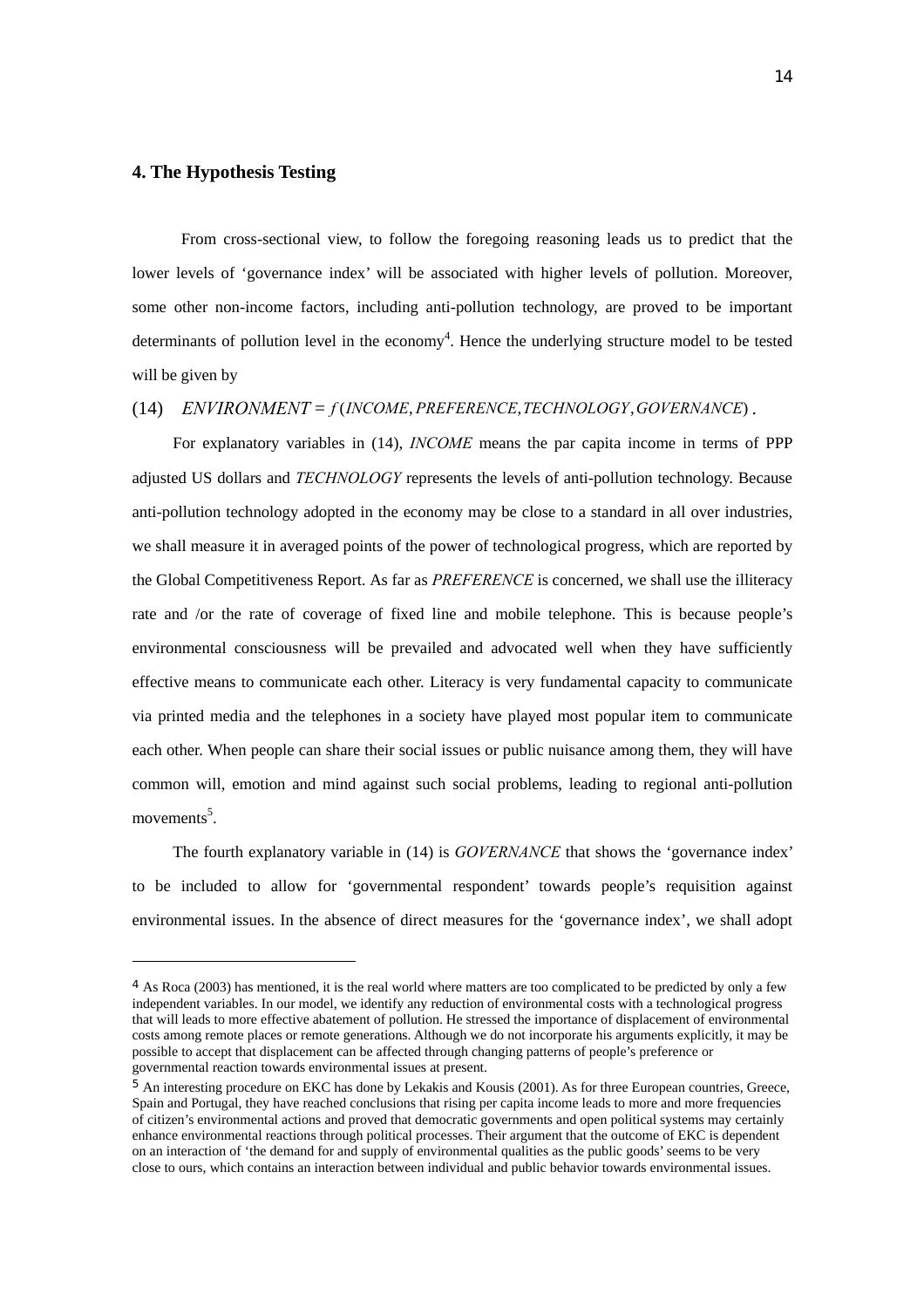## 4. The Hypothesis Testing

From cross-sectional view, to follow the foregoing reasoning leads us to predict that the lower levels of 'governance index' will be associated with higher levels of pollution. Moreover, some other non-income factors, including anti-pollution technology, are proved to be important determinants of pollution level in the economy[4]. Hence the underlying structure model to be tested will be given by

$$(14) \quad ENVIRONMENT = f(INCOME, PREFERENCE, TECHNOLOGY, GOVERNANCE).$$

For explanatory variables in (14), *INCOME* means the par capita income in terms of PPP adjusted US dollars and *TECHNOLOGY* represents the levels of anti-pollution technology. Because anti-pollution technology adopted in the economy may be close to a standard in all over industries, we shall measure it in averaged points of the power of technological progress, which are reported by the Global Competitiveness Report. As far as *PREFERENCE* is concerned, we shall use the illiteracy rate and /or the rate of coverage of fixed line and mobile telephone. This is because people's environmental consciousness will be prevailed and advocated well when they have sufficiently effective means to communicate each other. Literacy is very fundamental capacity to communicate via printed media and the telephones in a society have played most popular item to communicate each other. When people can share their social issues or public nuisance among them, they will have common will, emotion and mind against such social problems, leading to regional anti-pollution movements[5].

The fourth explanatory variable in (14) is *GOVERNANCE* that shows the 'governance index' to be included to allow for 'governmental respondent' towards people's requisition against environmental issues. In the absence of direct measures for the 'governance index', we shall adopt

---

[4] As Roca (2003) has mentioned, it is the real world where matters are too complicated to be predicted by only a few independent variables. In our model, we identify any reduction of environmental costs with a technological progress that will leads to more effective abatement of pollution. He stressed the importance of displacement of environmental costs among remote places or remote generations. Although we do not incorporate his arguments explicitly, it may be possible to accept that displacement can be affected through changing patterns of people's preference or governmental reaction towards environmental issues at present.

[5] An interesting procedure on EKC has done by Lekakis and Kousis (2001). As for three European countries, Greece, Spain and Portugal, they have reached conclusions that rising per capita income leads to more and more frequencies of citizen's environmental actions and proved that democratic governments and open political systems may certainly enhance environmental reactions through political processes. Their argument that the outcome of EKC is dependent on an interaction of 'the demand for and supply of environmental qualities as the public goods' seems to be very close to ours, which contains an interaction between individual and public behavior towards environmental issues.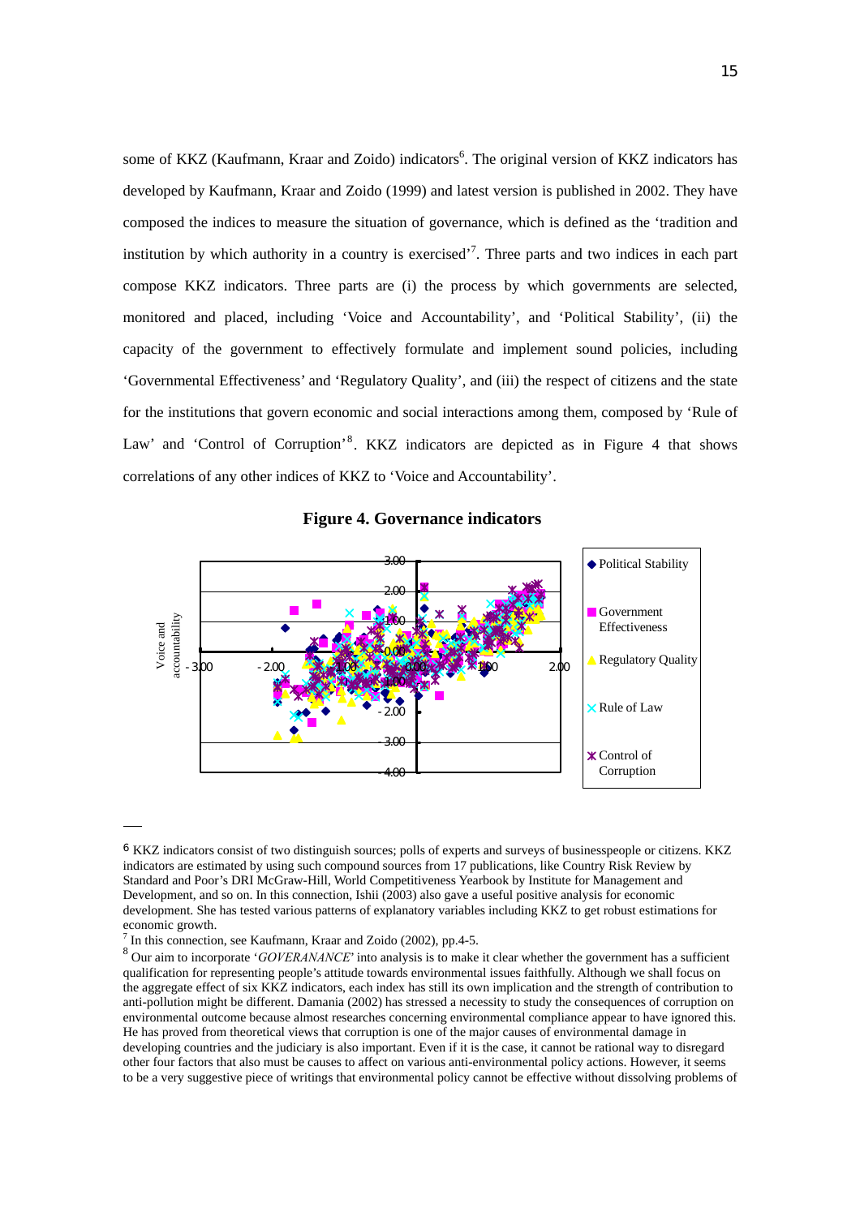some of KKZ (Kaufmann, Kraar and Zoido) indicators[6]. The original version of KKZ indicators has developed by Kaufmann, Kraar and Zoido (1999) and latest version is published in 2002. They have composed the indices to measure the situation of governance, which is defined as the 'tradition and institution by which authority in a country is exercised'[7]. Three parts and two indices in each part compose KKZ indicators. Three parts are (i) the process by which governments are selected, monitored and placed, including 'Voice and Accountability', and 'Political Stability', (ii) the capacity of the government to effectively formulate and implement sound policies, including 'Governmental Effectiveness' and 'Regulatory Quality', and (iii) the respect of citizens and the state for the institutions that govern economic and social interactions among them, composed by 'Rule of Law' and 'Control of Corruption'[8]. KKZ indicators are depicted as in Figure 4 that shows correlations of any other indices of KKZ to 'Voice and Accountability'.

**Figure 4. Governance indicators**

---

6 KKZ indicators consist of two distinguish sources; polls of experts and surveys of businesspeople or citizens. KKZ indicators are estimated by using such compound sources from 17 publications, like Country Risk Review by Standard and Poor's DRI McGraw-Hill, World Competitiveness Yearbook by Institute for Management and Development, and so on. In this connection, Ishii (2003) also gave a useful positive analysis for economic development. She has tested various patterns of explanatory variables including KKZ to get robust estimations for economic growth.

7 In this connection, see Kaufmann, Kraar and Zoido (2002), pp.4-5.

8 Our aim to incorporate '*GOVERANANCE*' into analysis is to make it clear whether the government has a sufficient qualification for representing people's attitude towards environmental issues faithfully. Although we shall focus on the aggregate effect of six KKZ indicators, each index has still its own implication and the strength of contribution to anti-pollution might be different. Damania (2002) has stressed a necessity to study the consequences of corruption on environmental outcome because almost researches concerning environmental compliance appear to have ignored this. He has proved from theoretical views that corruption is one of the major causes of environmental damage in developing countries and the judiciary is also important. Even if it is the case, it cannot be rational way to disregard other four factors that also must be causes to affect on various anti-environmental policy actions. However, it seems to be a very suggestive piece of writings that environmental policy cannot be effective without dissolving problems of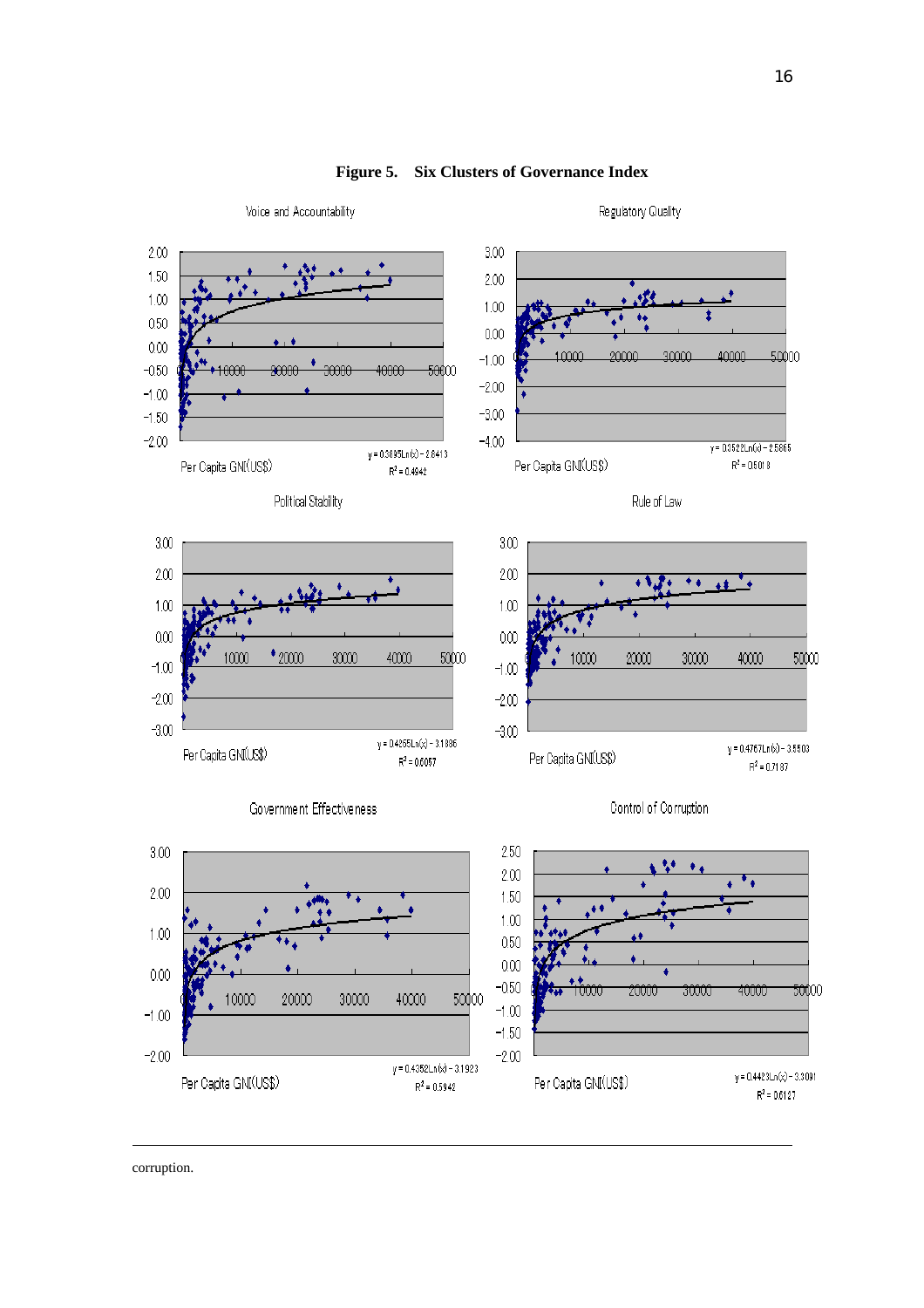**Figure 5. Six Clusters of Governance Index**

Voice and Accountability

Per Capita GNI(US$)

$y = 0.3895Ln(x) - 2.8413$
$R^2 = 0.4942$

Regulatory Quality

Per Capita GNI(US$)

$y = 0.3522Ln(x) - 2.5865$
$R^2 = 0.5018$

Political Stability

Per Capita GNI(US$)

$y = 0.4265Ln(x) - 3.1886$
$R^2 = 0.6057$

Rule of Law

Per Capita GNI(US$)

$y = 0.4767Ln(x) - 3.5503$
$R^2 = 0.7187$

Government Effectiveness

Per Capita GNI(US$)

$y = 0.4352Ln(x) - 3.1923$
$R^2 = 0.5942$

Control of Corruption

Per Capita GNI(US$)

$y = 0.4423Ln(x) - 3.3091$
$R^2 = 0.6127$

corruption.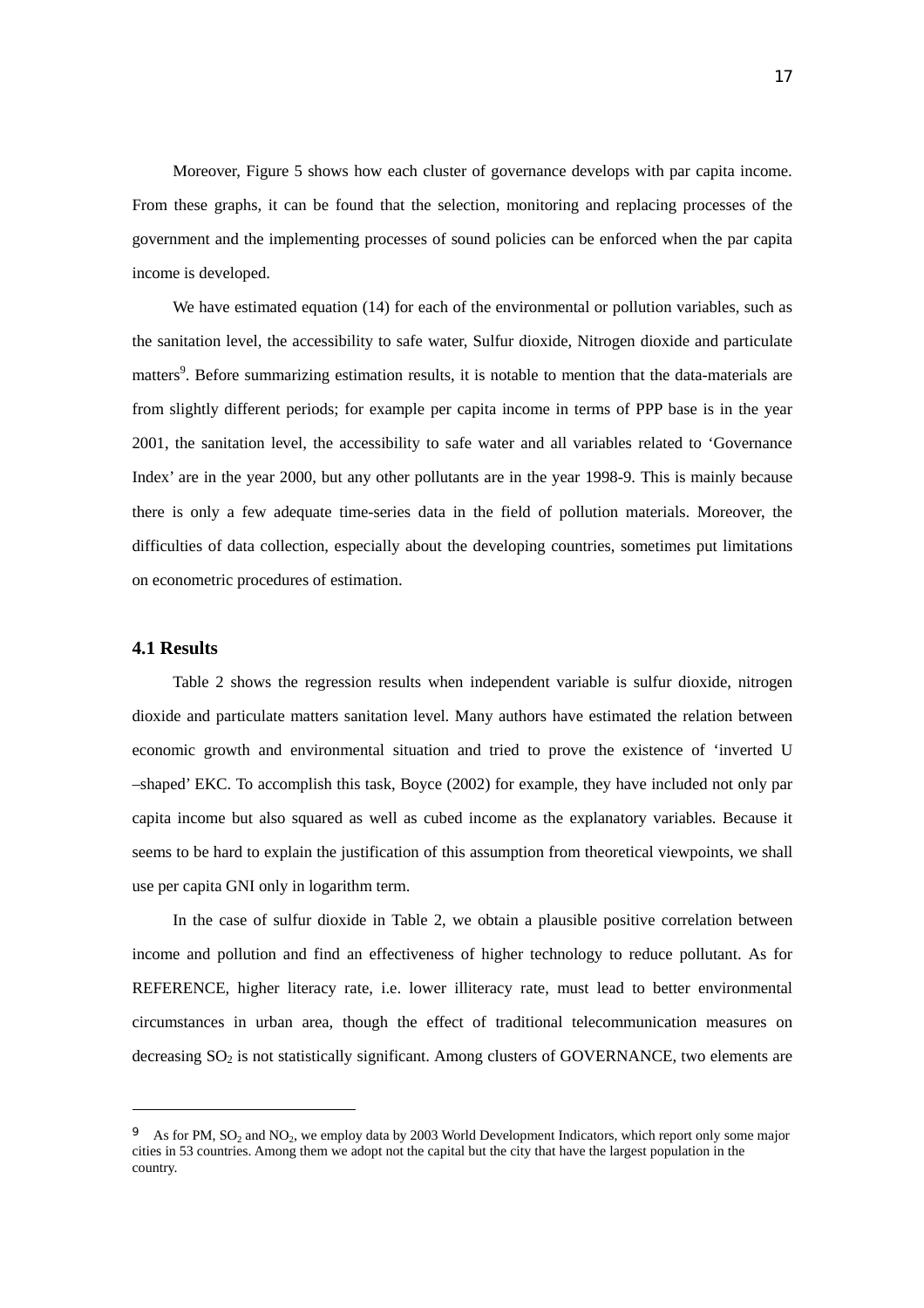Moreover, Figure 5 shows how each cluster of governance develops with par capita income. From these graphs, it can be found that the selection, monitoring and replacing processes of the government and the implementing processes of sound policies can be enforced when the par capita income is developed.

We have estimated equation (14) for each of the environmental or pollution variables, such as the sanitation level, the accessibility to safe water, Sulfur dioxide, Nitrogen dioxide and particulate matters[9]. Before summarizing estimation results, it is notable to mention that the data-materials are from slightly different periods; for example per capita income in terms of PPP base is in the year 2001, the sanitation level, the accessibility to safe water and all variables related to 'Governance Index' are in the year 2000, but any other pollutants are in the year 1998-9. This is mainly because there is only a few adequate time-series data in the field of pollution materials. Moreover, the difficulties of data collection, especially about the developing countries, sometimes put limitations on econometric procedures of estimation.

### 4.1 Results

Table 2 shows the regression results when independent variable is sulfur dioxide, nitrogen dioxide and particulate matters sanitation level. Many authors have estimated the relation between economic growth and environmental situation and tried to prove the existence of 'inverted U –shaped' EKC. To accomplish this task, Boyce (2002) for example, they have included not only par capita income but also squared as well as cubed income as the explanatory variables. Because it seems to be hard to explain the justification of this assumption from theoretical viewpoints, we shall use per capita GNI only in logarithm term.

In the case of sulfur dioxide in Table 2, we obtain a plausible positive correlation between income and pollution and find an effectiveness of higher technology to reduce pollutant. As for REFERENCE, higher literacy rate, i.e. lower illiteracy rate, must lead to better environmental circumstances in urban area, though the effect of traditional telecommunication measures on decreasing $SO_2$ is not statistically significant. Among clusters of GOVERNANCE, two elements are

---

[9] As for PM, $SO_2$ and $NO_2$, we employ data by 2003 World Development Indicators, which report only some major cities in 53 countries. Among them we adopt not the capital but the city that have the largest population in the country.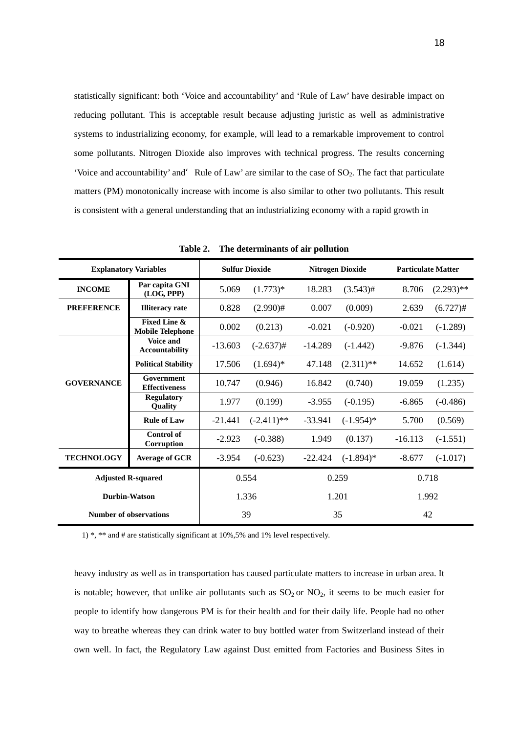statistically significant: both 'Voice and accountability' and 'Rule of Law' have desirable impact on reducing pollutant. This is acceptable result because adjusting juristic as well as administrative systems to industrializing economy, for example, will lead to a remarkable improvement to control some pollutants. Nitrogen Dioxide also improves with technical progress. The results concerning 'Voice and accountability' and' Rule of Law' are similar to the case of $SO_2$. The fact that particulate matters (PM) monotonically increase with income is also similar to other two pollutants. This result is consistent with a general understanding that an industrializing economy with a rapid growth in

**Table 2. The determinants of air pollution**

| Explanatory Variables | | Sulfur Dioxide | | Nitrogen Dioxide | | Particulate Matter | |
|---|---|---|---|---|---|---|---|
| **INCOME** | **Par capita GNI (LOG, PPP)** | 5.069 | (1.773)* | 18.283 | (3.543)# | 8.706 | (2.293)** |
| **PREFERENCE** | **Illiteracy rate** | 0.828 | (2.990)# | 0.007 | (0.009) | 2.639 | (6.727)# |
| | **Fixed Line & Mobile Telephone** | 0.002 | (0.213) | -0.021 | (-0.920) | -0.021 | (-1.289) |
| **GOVERNANCE** | **Voice and Accountability** | -13.603 | (-2.637)# | -14.289 | (-1.442) | -9.876 | (-1.344) |
| | **Political Stability** | 17.506 | (1.694)* | 47.148 | (2.311)** | 14.652 | (1.614) |
| | **Government Effectiveness** | 10.747 | (0.946) | 16.842 | (0.740) | 19.059 | (1.235) |
| | **Regulatory Quality** | 1.977 | (0.199) | -3.955 | (-0.195) | -6.865 | (-0.486) |
| | **Rule of Law** | -21.441 | (-2.411)** | -33.941 | (-1.954)* | 5.700 | (0.569) |
| | **Control of Corruption** | -2.923 | (-0.388) | 1.949 | (0.137) | -16.113 | (-1.551) |
| **TECHNOLOGY** | **Average of GCR** | -3.954 | (-0.623) | -22.424 | (-1.894)* | -8.677 | (-1.017) |
| **Adjusted R-squared** | | 0.554 | | 0.259 | | 0.718 | |
| **Durbin-Watson** | | 1.336 | | 1.201 | | 1.992 | |
| **Number of observations** | | 39 | | 35 | | 42 | |

1) *, ** and # are statistically significant at 10%,5% and 1% level respectively.

heavy industry as well as in transportation has caused particulate matters to increase in urban area. It is notable; however, that unlike air pollutants such as $SO_2$ or $NO_2$, it seems to be much easier for people to identify how dangerous PM is for their health and for their daily life. People had no other way to breathe whereas they can drink water to buy bottled water from Switzerland instead of their own well. In fact, the Regulatory Law against Dust emitted from Factories and Business Sites in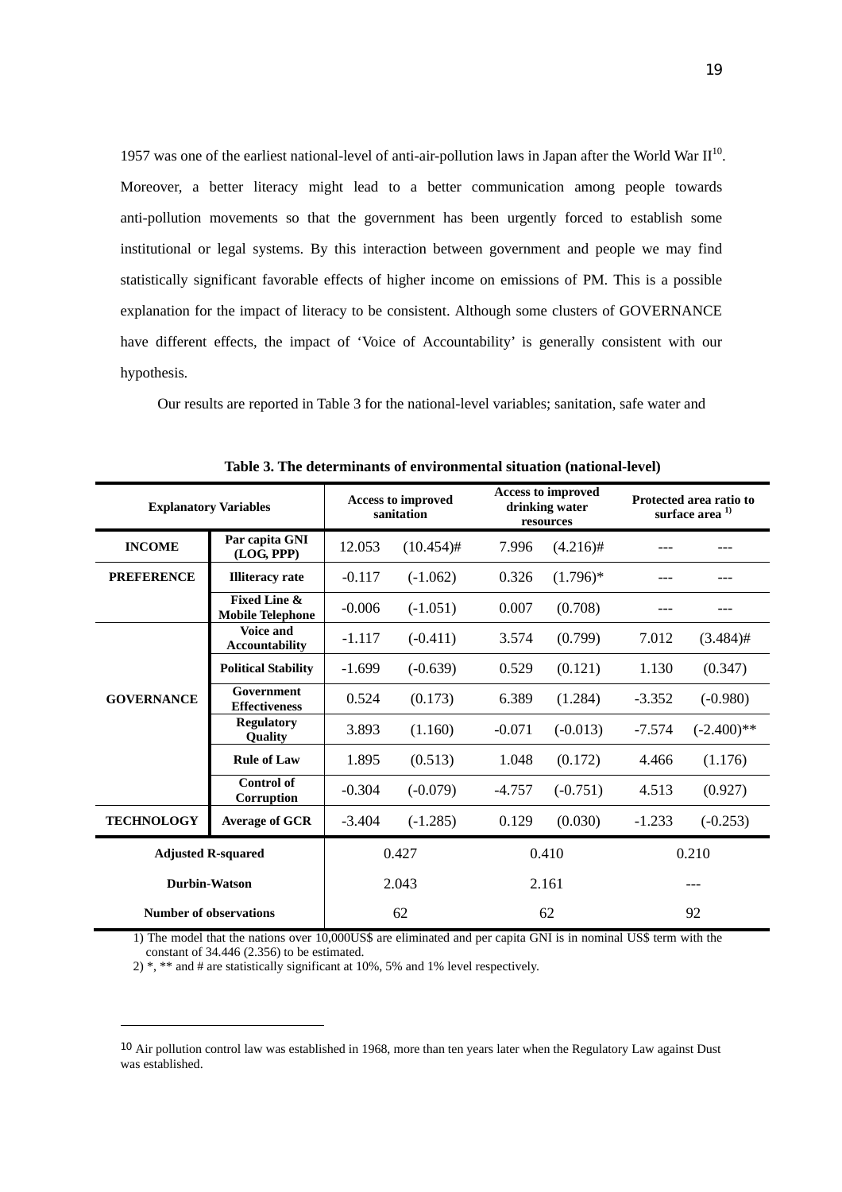1957 was one of the earliest national-level of anti-air-pollution laws in Japan after the World War II[10]. Moreover, a better literacy might lead to a better communication among people towards anti-pollution movements so that the government has been urgently forced to establish some institutional or legal systems. By this interaction between government and people we may find statistically significant favorable effects of higher income on emissions of PM. This is a possible explanation for the impact of literacy to be consistent. Although some clusters of GOVERNANCE have different effects, the impact of 'Voice of Accountability' is generally consistent with our hypothesis.

Our results are reported in Table 3 for the national-level variables; sanitation, safe water and

**Table 3. The determinants of environmental situation (national-level)**

| Explanatory Variables | | Access to improved sanitation | | Access to improved drinking water resources | | Protected area ratio to surface area [1)] | |
|---|---|---|---|---|---|---|---|
| INCOME | Par capita GNI (LOG, PPP) | 12.053 | (10.454)# | 7.996 | (4.216)# | --- | --- |
| PREFERENCE | Illiteracy rate | -0.117 | (-1.062) | 0.326 | (1.796)* | --- | --- |
| | Fixed Line & Mobile Telephone | -0.006 | (-1.051) | 0.007 | (0.708) | --- | --- |
| GOVERNANCE | Voice and Accountability | -1.117 | (-0.411) | 3.574 | (0.799) | 7.012 | (3.484)# |
| | Political Stability | -1.699 | (-0.639) | 0.529 | (0.121) | 1.130 | (0.347) |
| | Government Effectiveness | 0.524 | (0.173) | 6.389 | (1.284) | -3.352 | (-0.980) |
| | Regulatory Quality | 3.893 | (1.160) | -0.071 | (-0.013) | -7.574 | (-2.400)** |
| | Rule of Law | 1.895 | (0.513) | 1.048 | (0.172) | 4.466 | (1.176) |
| | Control of Corruption | -0.304 | (-0.079) | -4.757 | (-0.751) | 4.513 | (0.927) |
| TECHNOLOGY | Average of GCR | -3.404 | (-1.285) | 0.129 | (0.030) | -1.233 | (-0.253) |
| Adjusted R-squared | | 0.427 | | 0.410 | | 0.210 | |
| Durbin-Watson | | 2.043 | | 2.161 | | --- | |
| Number of observations | | 62 | | 62 | | 92 | |

1) The model that the nations over 10,000US$ are eliminated and per capita GNI is in nominal US$ term with the constant of 34.446 (2.356) to be estimated.

2) *, ** and # are statistically significant at 10%, 5% and 1% level respectively.

---

10 Air pollution control law was established in 1968, more than ten years later when the Regulatory Law against Dust was established.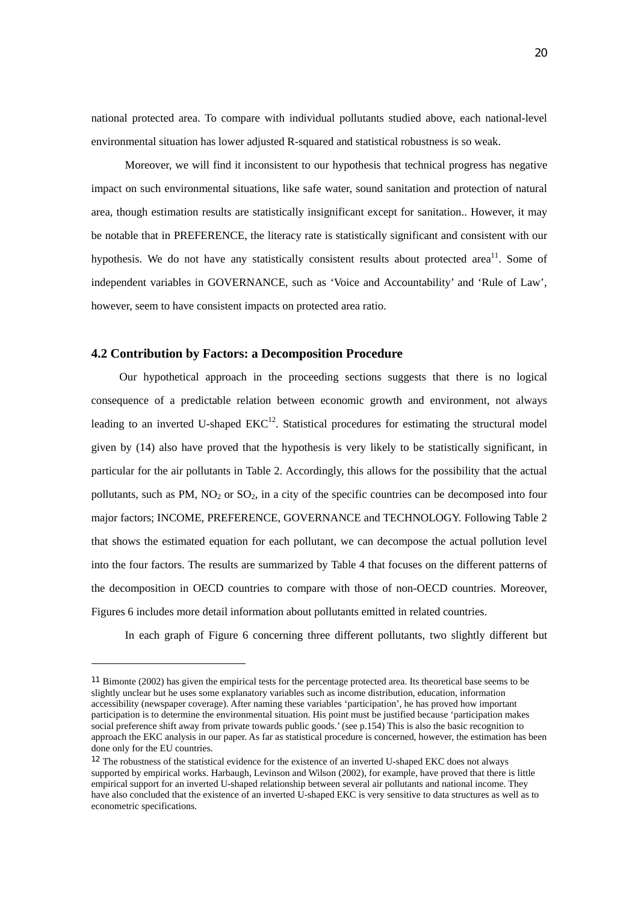national protected area. To compare with individual pollutants studied above, each national-level environmental situation has lower adjusted R-squared and statistical robustness is so weak.

Moreover, we will find it inconsistent to our hypothesis that technical progress has negative impact on such environmental situations, like safe water, sound sanitation and protection of natural area, though estimation results are statistically insignificant except for sanitation.. However, it may be notable that in PREFERENCE, the literacy rate is statistically significant and consistent with our hypothesis. We do not have any statistically consistent results about protected area[11]. Some of independent variables in GOVERNANCE, such as 'Voice and Accountability' and 'Rule of Law', however, seem to have consistent impacts on protected area ratio.

### 4.2 Contribution by Factors: a Decomposition Procedure

Our hypothetical approach in the proceeding sections suggests that there is no logical consequence of a predictable relation between economic growth and environment, not always leading to an inverted U-shaped EKC[12]. Statistical procedures for estimating the structural model given by (14) also have proved that the hypothesis is very likely to be statistically significant, in particular for the air pollutants in Table 2. Accordingly, this allows for the possibility that the actual pollutants, such as PM, $NO_2$ or $SO_2$, in a city of the specific countries can be decomposed into four major factors; INCOME, PREFERENCE, GOVERNANCE and TECHNOLOGY. Following Table 2 that shows the estimated equation for each pollutant, we can decompose the actual pollution level into the four factors. The results are summarized by Table 4 that focuses on the different patterns of the decomposition in OECD countries to compare with those of non-OECD countries. Moreover, Figures 6 includes more detail information about pollutants emitted in related countries.

In each graph of Figure 6 concerning three different pollutants, two slightly different but

---

[11] Bimonte (2002) has given the empirical tests for the percentage protected area. Its theoretical base seems to be slightly unclear but he uses some explanatory variables such as income distribution, education, information accessibility (newspaper coverage). After naming these variables 'participation', he has proved how important participation is to determine the environmental situation. His point must be justified because 'participation makes social preference shift away from private towards public goods.' (see p.154) This is also the basic recognition to approach the EKC analysis in our paper. As far as statistical procedure is concerned, however, the estimation has been done only for the EU countries.

[12] The robustness of the statistical evidence for the existence of an inverted U-shaped EKC does not always supported by empirical works. Harbaugh, Levinson and Wilson (2002), for example, have proved that there is little empirical support for an inverted U-shaped relationship between several air pollutants and national income. They have also concluded that the existence of an inverted U-shaped EKC is very sensitive to data structures as well as to econometric specifications.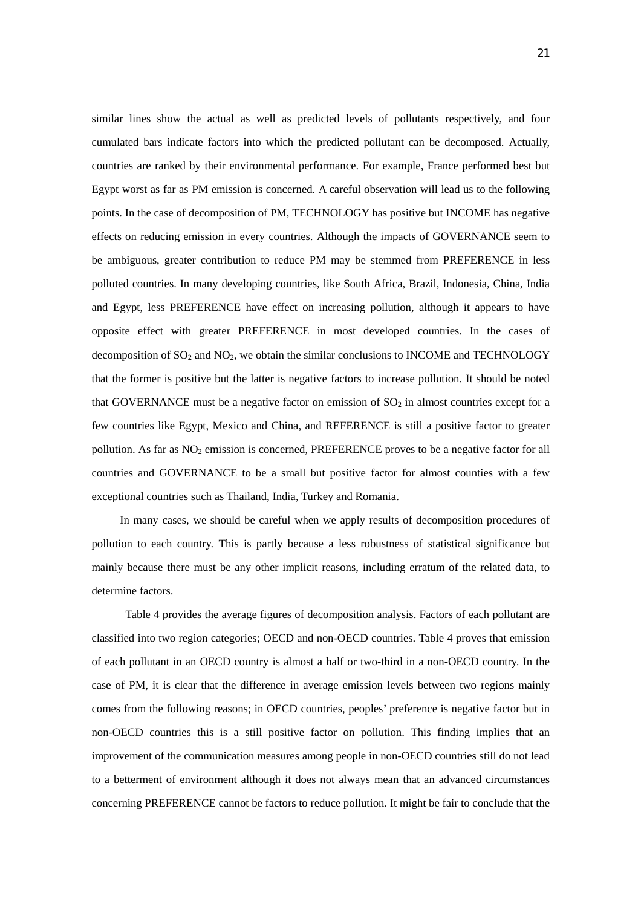similar lines show the actual as well as predicted levels of pollutants respectively, and four cumulated bars indicate factors into which the predicted pollutant can be decomposed. Actually, countries are ranked by their environmental performance. For example, France performed best but Egypt worst as far as PM emission is concerned. A careful observation will lead us to the following points. In the case of decomposition of PM, TECHNOLOGY has positive but INCOME has negative effects on reducing emission in every countries. Although the impacts of GOVERNANCE seem to be ambiguous, greater contribution to reduce PM may be stemmed from PREFERENCE in less polluted countries. In many developing countries, like South Africa, Brazil, Indonesia, China, India and Egypt, less PREFERENCE have effect on increasing pollution, although it appears to have opposite effect with greater PREFERENCE in most developed countries. In the cases of decomposition of $SO_2$ and $NO_2$, we obtain the similar conclusions to INCOME and TECHNOLOGY that the former is positive but the latter is negative factors to increase pollution. It should be noted that GOVERNANCE must be a negative factor on emission of $SO_2$ in almost countries except for a few countries like Egypt, Mexico and China, and REFERENCE is still a positive factor to greater pollution. As far as $NO_2$ emission is concerned, PREFERENCE proves to be a negative factor for all countries and GOVERNANCE to be a small but positive factor for almost counties with a few exceptional countries such as Thailand, India, Turkey and Romania.

In many cases, we should be careful when we apply results of decomposition procedures of pollution to each country. This is partly because a less robustness of statistical significance but mainly because there must be any other implicit reasons, including erratum of the related data, to determine factors.

Table 4 provides the average figures of decomposition analysis. Factors of each pollutant are classified into two region categories; OECD and non-OECD countries. Table 4 proves that emission of each pollutant in an OECD country is almost a half or two-third in a non-OECD country. In the case of PM, it is clear that the difference in average emission levels between two regions mainly comes from the following reasons; in OECD countries, peoples' preference is negative factor but in non-OECD countries this is a still positive factor on pollution. This finding implies that an improvement of the communication measures among people in non-OECD countries still do not lead to a betterment of environment although it does not always mean that an advanced circumstances concerning PREFERENCE cannot be factors to reduce pollution. It might be fair to conclude that the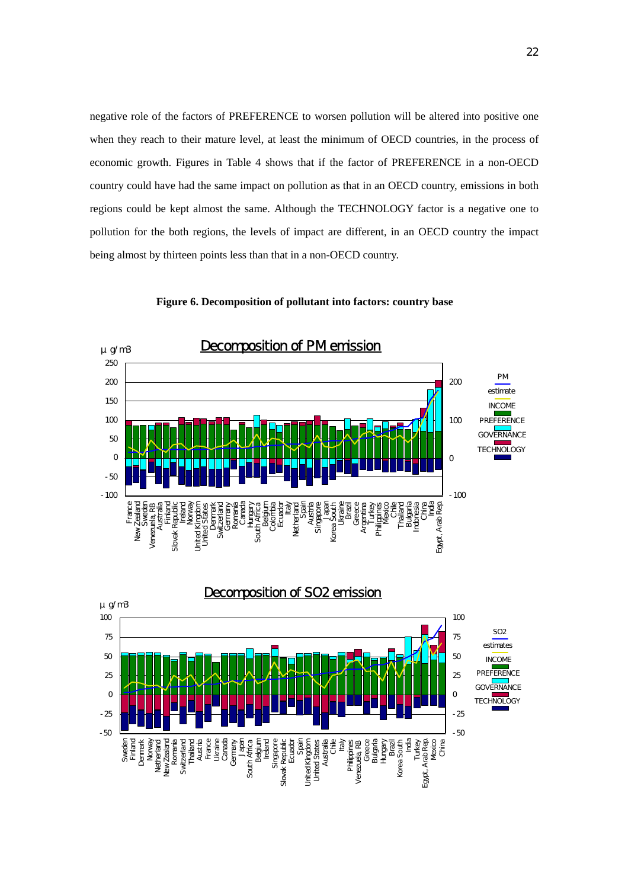negative role of the factors of PREFERENCE to worsen pollution will be altered into positive one when they reach to their mature level, at least the minimum of OECD countries, in the process of economic growth. Figures in Table 4 shows that if the factor of PREFERENCE in a non-OECD country could have had the same impact on pollution as that in an OECD country, emissions in both regions could be kept almost the same. Although the TECHNOLOGY factor is a negative one to pollution for the both regions, the levels of impact are different, in an OECD country the impact being almost by thirteen points less than that in a non-OECD country.

**Figure 6. Decomposition of pollutant into factors: country base**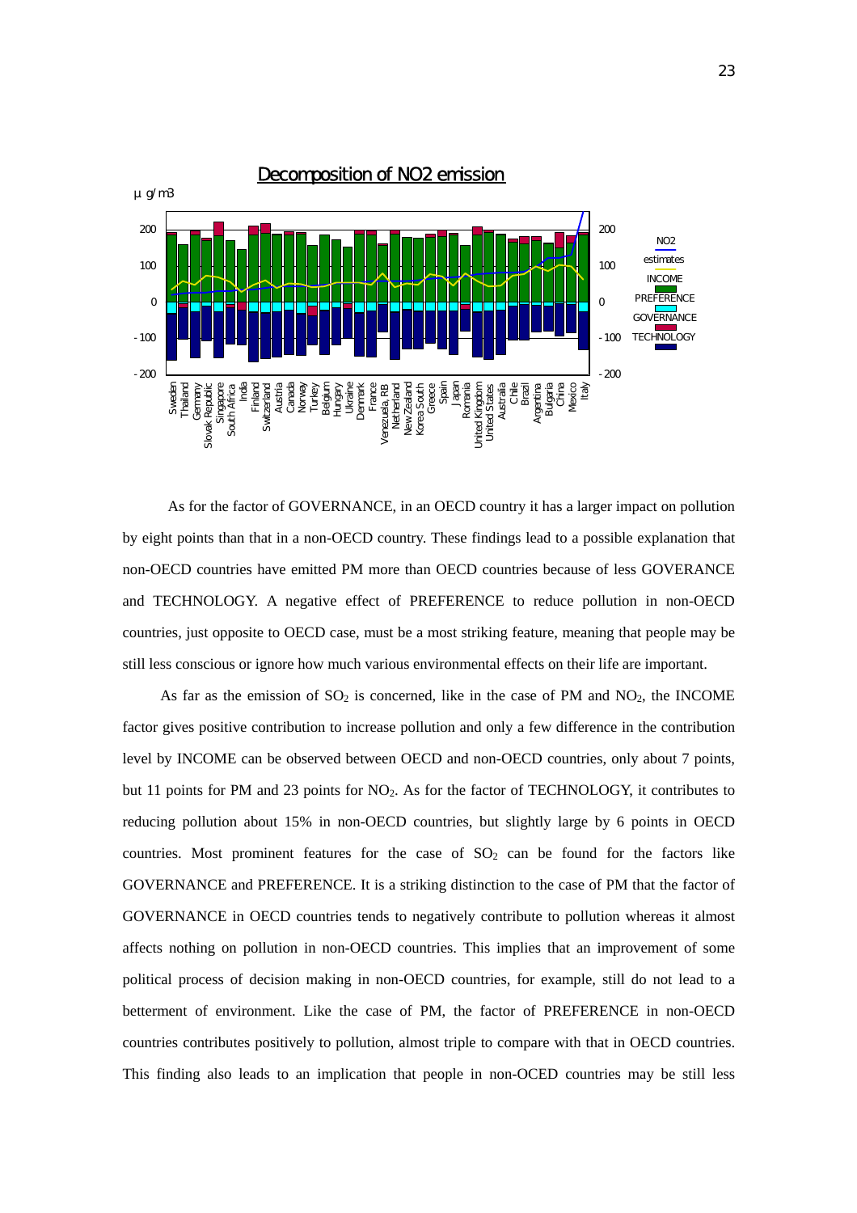Decomposition of $NO_2$ emission

As for the factor of GOVERNANCE, in an OECD country it has a larger impact on pollution by eight points than that in a non-OECD country. These findings lead to a possible explanation that non-OECD countries have emitted PM more than OECD countries because of less GOVERANCE and TECHNOLOGY. A negative effect of PREFERENCE to reduce pollution in non-OECD countries, just opposite to OECD case, must be a most striking feature, meaning that people may be still less conscious or ignore how much various environmental effects on their life are important.

As far as the emission of $SO_2$ is concerned, like in the case of PM and $NO_2$, the INCOME factor gives positive contribution to increase pollution and only a few difference in the contribution level by INCOME can be observed between OECD and non-OECD countries, only about 7 points, but 11 points for PM and 23 points for $NO_2$. As for the factor of TECHNOLOGY, it contributes to reducing pollution about 15% in non-OECD countries, but slightly large by 6 points in OECD countries. Most prominent features for the case of $SO_2$ can be found for the factors like GOVERNANCE and PREFERENCE. It is a striking distinction to the case of PM that the factor of GOVERNANCE in OECD countries tends to negatively contribute to pollution whereas it almost affects nothing on pollution in non-OECD countries. This implies that an improvement of some political process of decision making in non-OECD countries, for example, still do not lead to a betterment of environment. Like the case of PM, the factor of PREFERENCE in non-OECD countries contributes positively to pollution, almost triple to compare with that in OECD countries. This finding also leads to an implication that people in non-OCED countries may be still less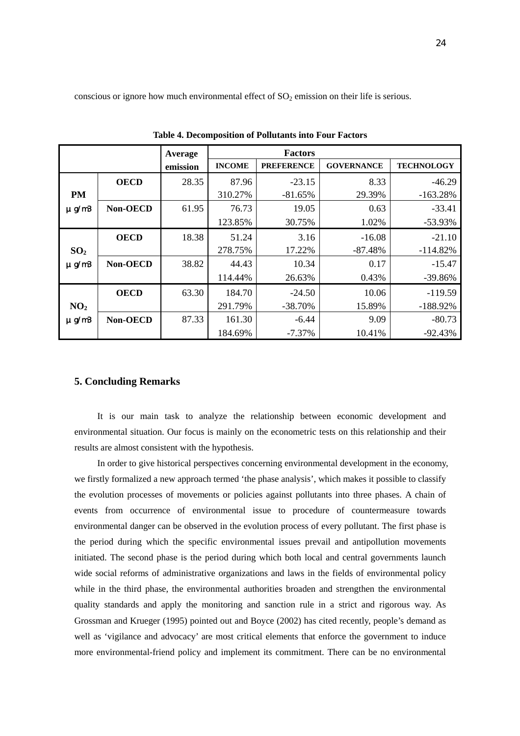conscious or ignore how much environmental effect of $SO_2$ emission on their life is serious.

**Table 4. Decomposition of Pollutants into Four Factors**

| | | Average emission | Factors | | | |
|---|---|---|---|---|---|---|
| | | | **INCOME** | **PREFERENCE** | **GOVERNANCE** | **TECHNOLOGY** |
| **PM** μg/m3 | **OECD** | 28.35 | 87.96 | -23.15 | 8.33 | -46.29 |
| | | | 310.27% | -81.65% | 29.39% | -163.28% |
| | **Non-OECD** | 61.95 | 76.73 | 19.05 | 0.63 | -33.41 |
| | | | 123.85% | 30.75% | 1.02% | -53.93% |
| **$SO_2$** μg/m3 | **OECD** | 18.38 | 51.24 | 3.16 | -16.08 | -21.10 |
| | | | 278.75% | 17.22% | -87.48% | -114.82% |
| | **Non-OECD** | 38.82 | 44.43 | 10.34 | 0.17 | -15.47 |
| | | | 114.44% | 26.63% | 0.43% | -39.86% |
| **$NO_2$** μg/m3 | **OECD** | 63.30 | 184.70 | -24.50 | 10.06 | -119.59 |
| | | | 291.79% | -38.70% | 15.89% | -188.92% |
| | **Non-OECD** | 87.33 | 161.30 | -6.44 | 9.09 | -80.73 |
| | | | 184.69% | -7.37% | 10.41% | -92.43% |

## 5. Concluding Remarks

It is our main task to analyze the relationship between economic development and environmental situation. Our focus is mainly on the econometric tests on this relationship and their results are almost consistent with the hypothesis.

In order to give historical perspectives concerning environmental development in the economy, we firstly formalized a new approach termed 'the phase analysis', which makes it possible to classify the evolution processes of movements or policies against pollutants into three phases. A chain of events from occurrence of environmental issue to procedure of countermeasure towards environmental danger can be observed in the evolution process of every pollutant. The first phase is the period during which the specific environmental issues prevail and antipollution movements initiated. The second phase is the period during which both local and central governments launch wide social reforms of administrative organizations and laws in the fields of environmental policy while in the third phase, the environmental authorities broaden and strengthen the environmental quality standards and apply the monitoring and sanction rule in a strict and rigorous way. As Grossman and Krueger (1995) pointed out and Boyce (2002) has cited recently, people's demand as well as 'vigilance and advocacy' are most critical elements that enforce the government to induce more environmental-friend policy and implement its commitment. There can be no environmental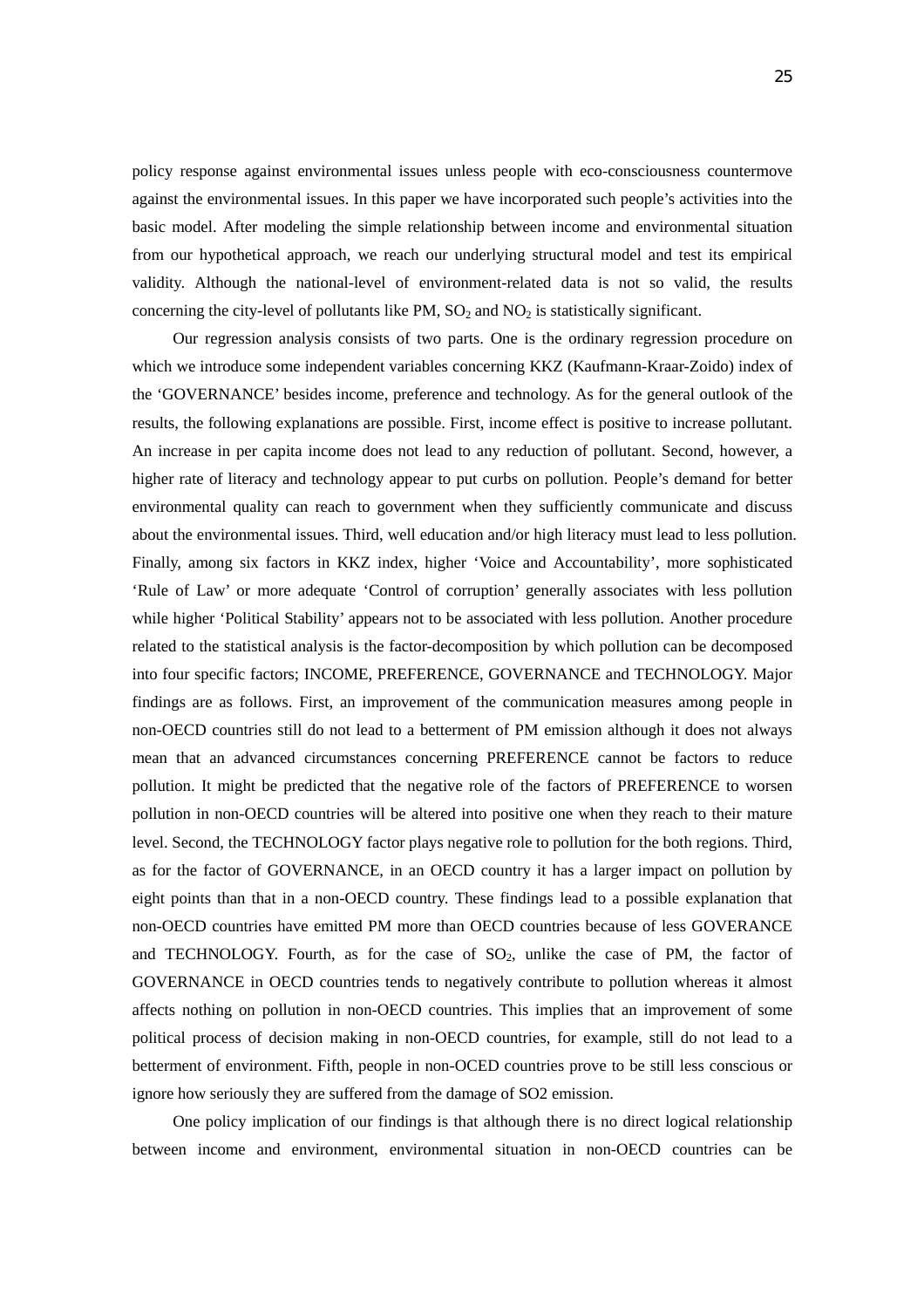policy response against environmental issues unless people with eco-consciousness countermove against the environmental issues. In this paper we have incorporated such people's activities into the basic model. After modeling the simple relationship between income and environmental situation from our hypothetical approach, we reach our underlying structural model and test its empirical validity. Although the national-level of environment-related data is not so valid, the results concerning the city-level of pollutants like PM, $SO_2$ and $NO_2$ is statistically significant.

Our regression analysis consists of two parts. One is the ordinary regression procedure on which we introduce some independent variables concerning KKZ (Kaufmann-Kraar-Zoido) index of the 'GOVERNANCE' besides income, preference and technology. As for the general outlook of the results, the following explanations are possible. First, income effect is positive to increase pollutant. An increase in per capita income does not lead to any reduction of pollutant. Second, however, a higher rate of literacy and technology appear to put curbs on pollution. People's demand for better environmental quality can reach to government when they sufficiently communicate and discuss about the environmental issues. Third, well education and/or high literacy must lead to less pollution. Finally, among six factors in KKZ index, higher 'Voice and Accountability', more sophisticated 'Rule of Law' or more adequate 'Control of corruption' generally associates with less pollution while higher 'Political Stability' appears not to be associated with less pollution. Another procedure related to the statistical analysis is the factor-decomposition by which pollution can be decomposed into four specific factors; INCOME, PREFERENCE, GOVERNANCE and TECHNOLOGY. Major findings are as follows. First, an improvement of the communication measures among people in non-OECD countries still do not lead to a betterment of PM emission although it does not always mean that an advanced circumstances concerning PREFERENCE cannot be factors to reduce pollution. It might be predicted that the negative role of the factors of PREFERENCE to worsen pollution in non-OECD countries will be altered into positive one when they reach to their mature level. Second, the TECHNOLOGY factor plays negative role to pollution for the both regions. Third, as for the factor of GOVERNANCE, in an OECD country it has a larger impact on pollution by eight points than that in a non-OECD country. These findings lead to a possible explanation that non-OECD countries have emitted PM more than OECD countries because of less GOVERANCE and TECHNOLOGY. Fourth, as for the case of $SO_2$, unlike the case of PM, the factor of GOVERNANCE in OECD countries tends to negatively contribute to pollution whereas it almost affects nothing on pollution in non-OECD countries. This implies that an improvement of some political process of decision making in non-OECD countries, for example, still do not lead to a betterment of environment. Fifth, people in non-OCED countries prove to be still less conscious or ignore how seriously they are suffered from the damage of SO2 emission.

One policy implication of our findings is that although there is no direct logical relationship between income and environment, environmental situation in non-OECD countries can be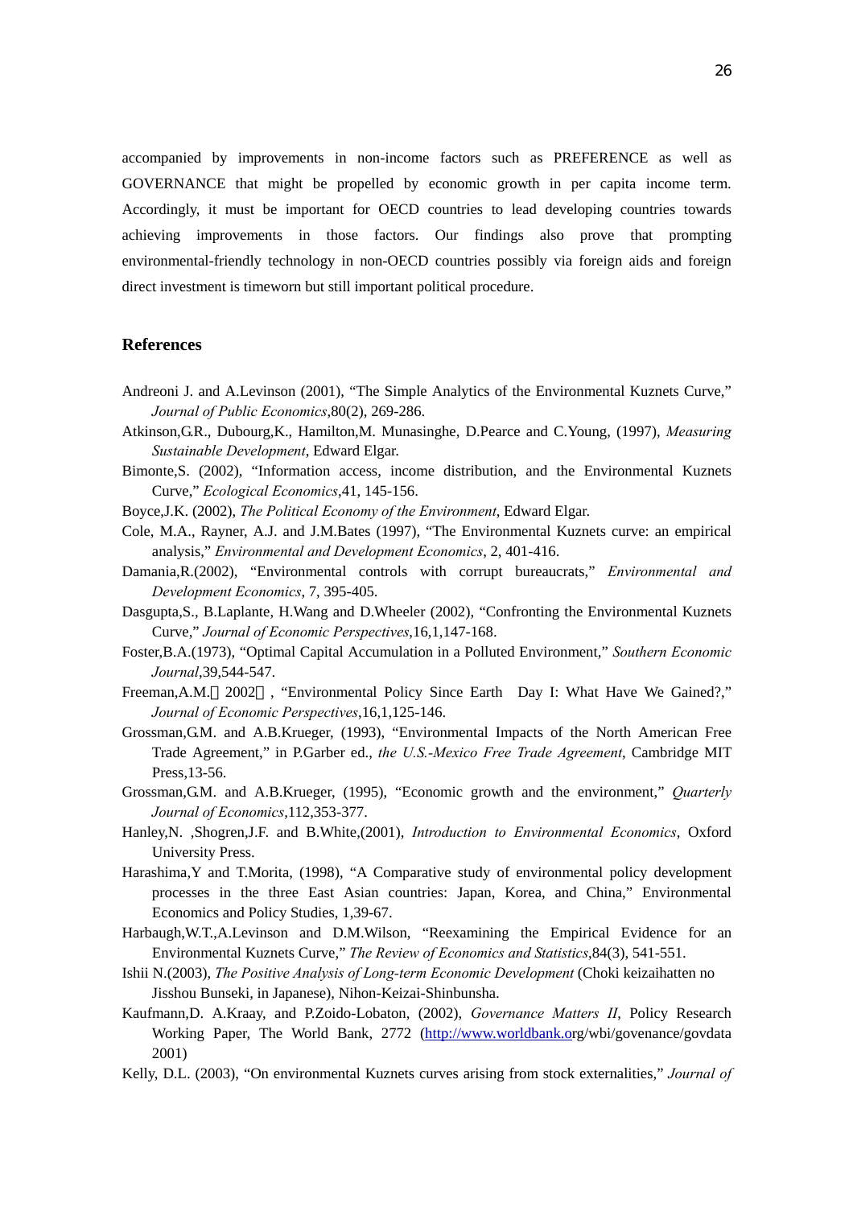accompanied by improvements in non-income factors such as PREFERENCE as well as GOVERNANCE that might be propelled by economic growth in per capita income term. Accordingly, it must be important for OECD countries to lead developing countries towards achieving improvements in those factors. Our findings also prove that prompting environmental-friendly technology in non-OECD countries possibly via foreign aids and foreign direct investment is timeworn but still important political procedure.

## References

Andreoni J. and A.Levinson (2001), "The Simple Analytics of the Environmental Kuznets Curve," *Journal of Public Economics*,80(2), 269-286.

Atkinson,G.R., Dubourg,K., Hamilton,M. Munasinghe, D.Pearce and C.Young, (1997), *Measuring Sustainable Development*, Edward Elgar.

Bimonte,S. (2002), "Information access, income distribution, and the Environmental Kuznets Curve," *Ecological Economics*,41, 145-156.

Boyce,J.K. (2002), *The Political Economy of the Environment*, Edward Elgar.

Cole, M.A., Rayner, A.J. and J.M.Bates (1997), "The Environmental Kuznets curve: an empirical analysis," *Environmental and Development Economics*, 2, 401-416.

Damania,R.(2002), "Environmental controls with corrupt bureaucrats," *Environmental and Development Economics*, 7, 395-405.

Dasgupta,S., B.Laplante, H.Wang and D.Wheeler (2002), "Confronting the Environmental Kuznets Curve," *Journal of Economic Perspectives*,16,1,147-168.

Foster,B.A.(1973), "Optimal Capital Accumulation in a Polluted Environment," *Southern Economic Journal*,39,544-547.

Freeman,A.M.（2002）, "Environmental Policy Since Earth Day I: What Have We Gained?," *Journal of Economic Perspectives*,16,1,125-146.

Grossman,G.M. and A.B.Krueger, (1993), "Environmental Impacts of the North American Free Trade Agreement," in P.Garber ed., *the U.S.-Mexico Free Trade Agreement*, Cambridge MIT Press,13-56.

Grossman,G.M. and A.B.Krueger, (1995), "Economic growth and the environment," *Quarterly Journal of Economics*,112,353-377.

Hanley,N. ,Shogren,J.F. and B.White,(2001), *Introduction to Environmental Economics*, Oxford University Press.

Harashima,Y and T.Morita, (1998), "A Comparative study of environmental policy development processes in the three East Asian countries: Japan, Korea, and China," Environmental Economics and Policy Studies, 1,39-67.

Harbaugh,W.T.,A.Levinson and D.M.Wilson, "Reexamining the Empirical Evidence for an Environmental Kuznets Curve," *The Review of Economics and Statistics*,84(3), 541-551.

Ishii N.(2003), *The Positive Analysis of Long-term Economic Development* (Choki keizaihatten no Jisshou Bunseki, in Japanese), Nihon-Keizai-Shinbunsha.

Kaufmann,D. A.Kraay, and P.Zoido-Lobaton, (2002), *Governance Matters II*, Policy Research Working Paper, The World Bank, 2772 (http://www.worldbank.org/wbi/govenance/govdata 2001)

Kelly, D.L. (2003), "On environmental Kuznets curves arising from stock externalities," *Journal of*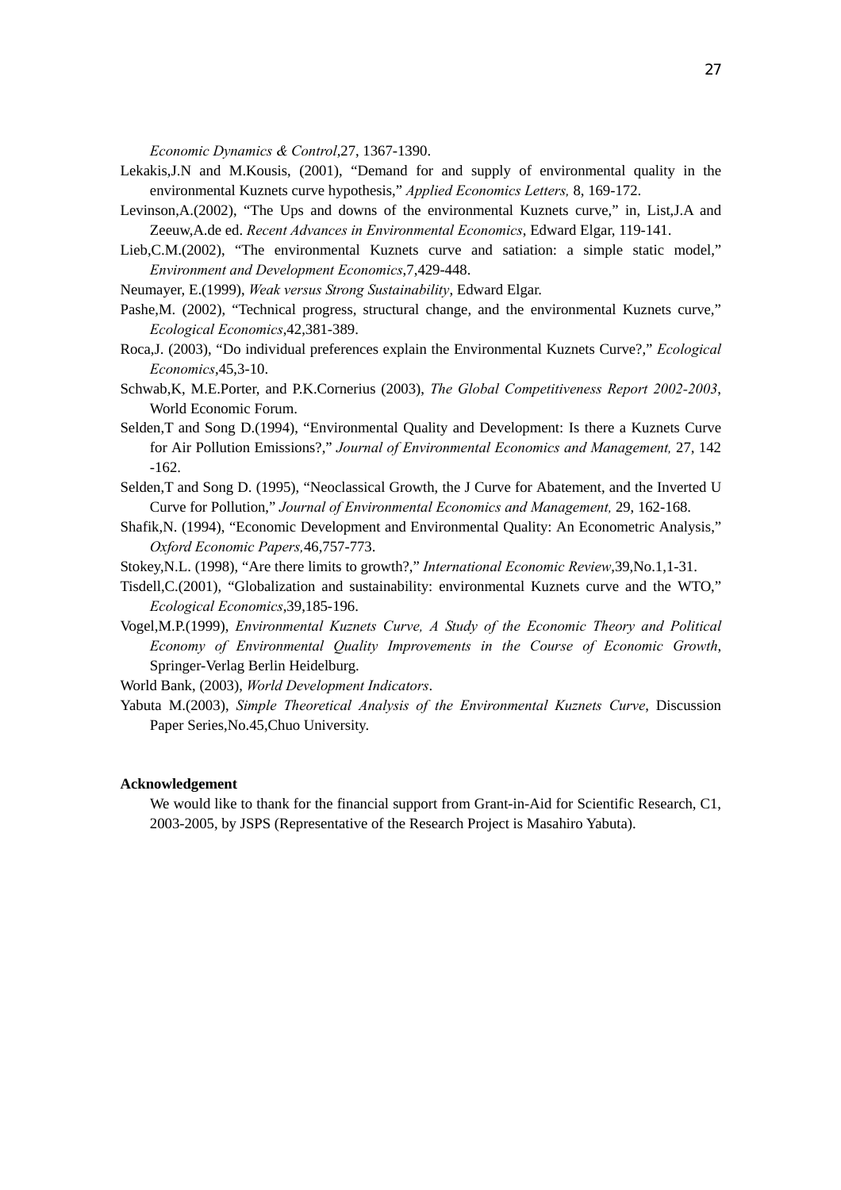*Economic Dynamics & Control*,27, 1367-1390.

Lekakis,J.N and M.Kousis, (2001), "Demand for and supply of environmental quality in the environmental Kuznets curve hypothesis," *Applied Economics Letters,* 8, 169-172.

Levinson,A.(2002), "The Ups and downs of the environmental Kuznets curve," in, List,J.A and Zeeuw,A.de ed. *Recent Advances in Environmental Economics*, Edward Elgar, 119-141.

Lieb,C.M.(2002), "The environmental Kuznets curve and satiation: a simple static model," *Environment and Development Economics*,7,429-448.

Neumayer, E.(1999), *Weak versus Strong Sustainability*, Edward Elgar.

Pashe,M. (2002), "Technical progress, structural change, and the environmental Kuznets curve," *Ecological Economics*,42,381-389.

Roca,J. (2003), "Do individual preferences explain the Environmental Kuznets Curve?," *Ecological Economics*,45,3-10.

Schwab,K, M.E.Porter, and P.K.Cornerius (2003), *The Global Competitiveness Report 2002-2003*, World Economic Forum.

Selden,T and Song D.(1994), "Environmental Quality and Development: Is there a Kuznets Curve for Air Pollution Emissions?," *Journal of Environmental Economics and Management,* 27, 142 -162.

Selden,T and Song D. (1995), "Neoclassical Growth, the J Curve for Abatement, and the Inverted U Curve for Pollution," *Journal of Environmental Economics and Management,* 29, 162-168.

Shafik,N. (1994), "Economic Development and Environmental Quality: An Econometric Analysis," *Oxford Economic Papers,*46,757-773.

Stokey,N.L. (1998), "Are there limits to growth?," *International Economic Review*,39,No.1,1-31.

Tisdell,C.(2001), "Globalization and sustainability: environmental Kuznets curve and the WTO," *Ecological Economics*,39,185-196.

Vogel,M.P.(1999), *Environmental Kuznets Curve, A Study of the Economic Theory and Political Economy of Environmental Quality Improvements in the Course of Economic Growth*, Springer-Verlag Berlin Heidelburg.

World Bank, (2003), *World Development Indicators*.

Yabuta M.(2003), *Simple Theoretical Analysis of the Environmental Kuznets Curve*, Discussion Paper Series,No.45,Chuo University.

**Acknowledgement**

We would like to thank for the financial support from Grant-in-Aid for Scientific Research, C1, 2003-2005, by JSPS (Representative of the Research Project is Masahiro Yabuta).